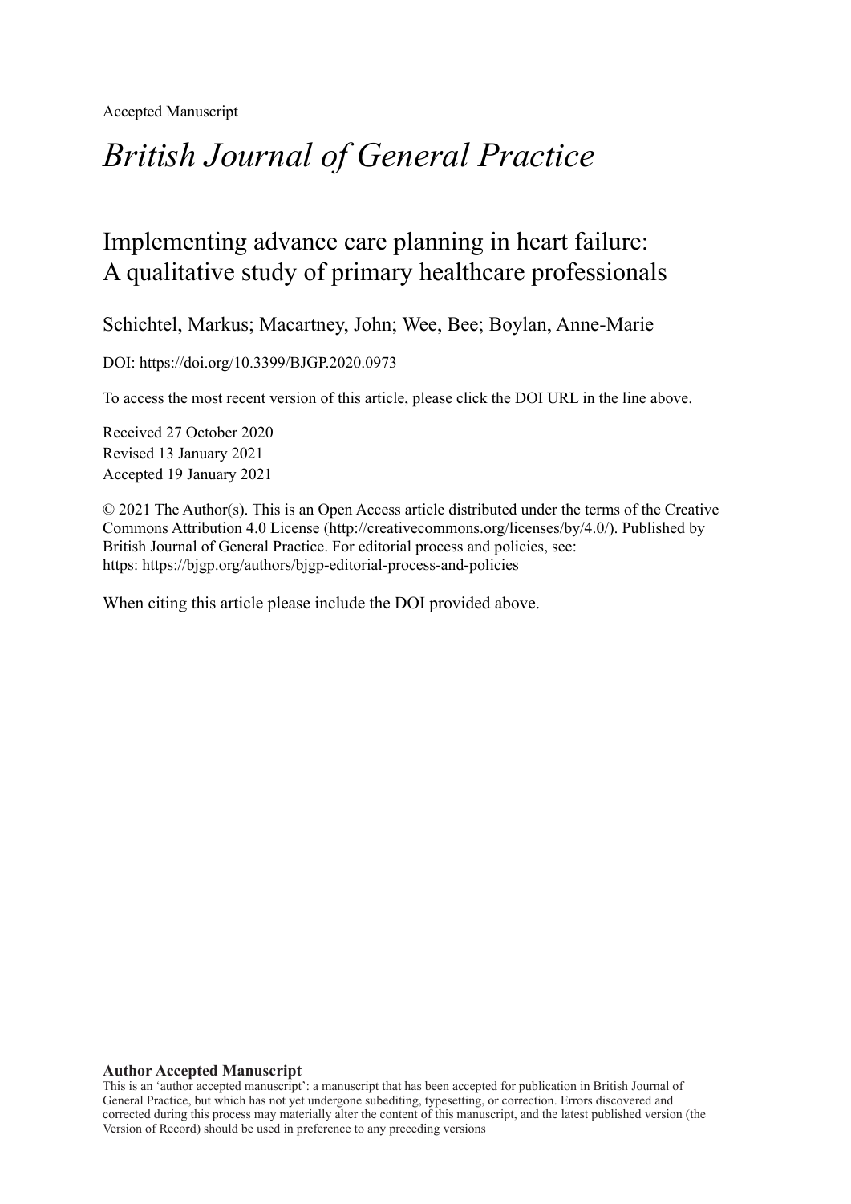Accepted Manuscript

# *British Journal of General Practice*

## Implementing advance care planning in heart failure: A qualitative study of primary healthcare professionals

Schichtel, Markus; Macartney, John; Wee, Bee; Boylan, Anne-Marie

DOI: https://doi.org/10.3399/BJGP.2020.0973

To access the most recent version of this article, please click the DOI URL in the line above.

Received 27 October 2020
Revised 13 January 2021
Accepted 19 January 2021

© 2021 The Author(s). This is an Open Access article distributed under the terms of the Creative Commons Attribution 4.0 License (http://creativecommons.org/licenses/by/4.0/). Published by British Journal of General Practice. For editorial process and policies, see: https: https://bjgp.org/authors/bjgp-editorial-process-and-policies

When citing this article please include the DOI provided above.

**Author Accepted Manuscript**

This is an 'author accepted manuscript': a manuscript that has been accepted for publication in British Journal of General Practice, but which has not yet undergone subediting, typesetting, or correction. Errors discovered and corrected during this process may materially alter the content of this manuscript, and the latest published version (the Version of Record) should be used in preference to any preceding versions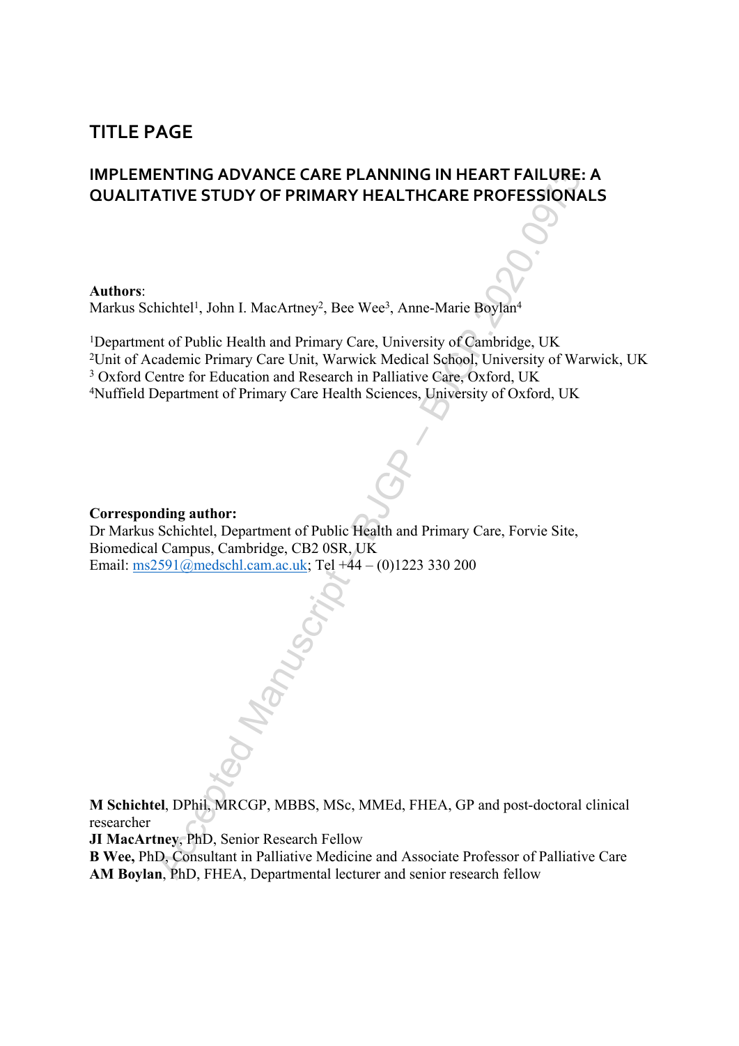# TITLE PAGE

## IMPLEMENTING ADVANCE CARE PLANNING IN HEART FAILURE: A QUALITATIVE STUDY OF PRIMARY HEALTHCARE PROFESSIONALS

**Authors**:
Markus Schichtel[1], John I. MacArtney[2], Bee Wee[3], Anne-Marie Boylan[4]

[1]Department of Public Health and Primary Care, University of Cambridge, UK
[2]Unit of Academic Primary Care Unit, Warwick Medical School, University of Warwick, UK
[3] Oxford Centre for Education and Research in Palliative Care, Oxford, UK
[4]Nuffield Department of Primary Care Health Sciences, University of Oxford, UK

**Corresponding author:**
Dr Markus Schichtel, Department of Public Health and Primary Care, Forvie Site, Biomedical Campus, Cambridge, CB2 0SR, UK
Email: ms2591@medschl.cam.ac.uk; Tel +44 – (0)1223 330 200

**M Schichtel**, DPhil, MRCGP, MBBS, MSc, MMEd, FHEA, GP and post-doctoral clinical researcher
**JI MacArtney**, PhD, Senior Research Fellow
**B Wee,** PhD, Consultant in Palliative Medicine and Associate Professor of Palliative Care
**AM Boylan**, PhD, FHEA, Departmental lecturer and senior research fellow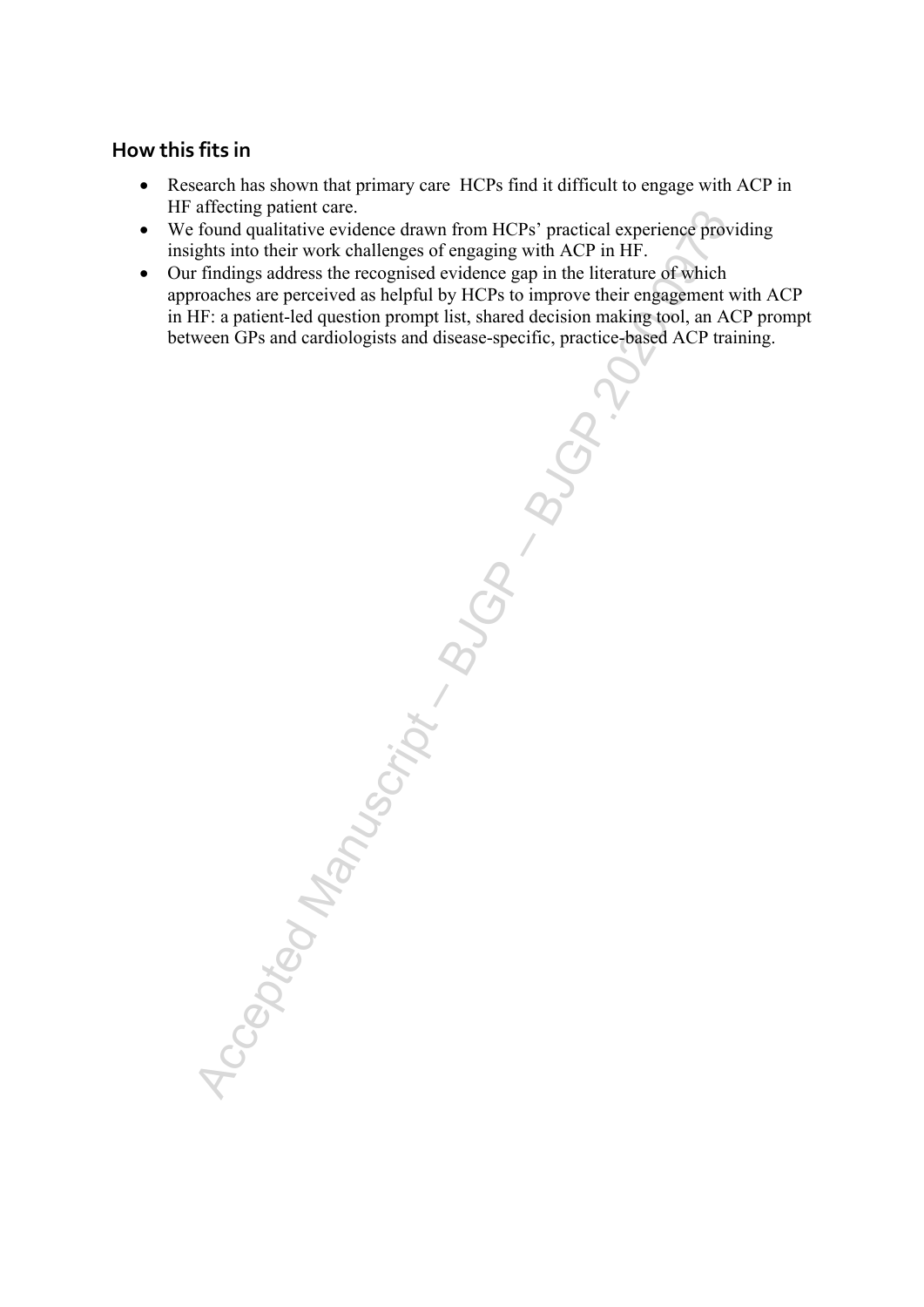## How this fits in

- Research has shown that primary care HCPs find it difficult to engage with ACP in HF affecting patient care.
- We found qualitative evidence drawn from HCPs' practical experience providing insights into their work challenges of engaging with ACP in HF.
- Our findings address the recognised evidence gap in the literature of which approaches are perceived as helpful by HCPs to improve their engagement with ACP in HF: a patient-led question prompt list, shared decision making tool, an ACP prompt between GPs and cardiologists and disease-specific, practice-based ACP training.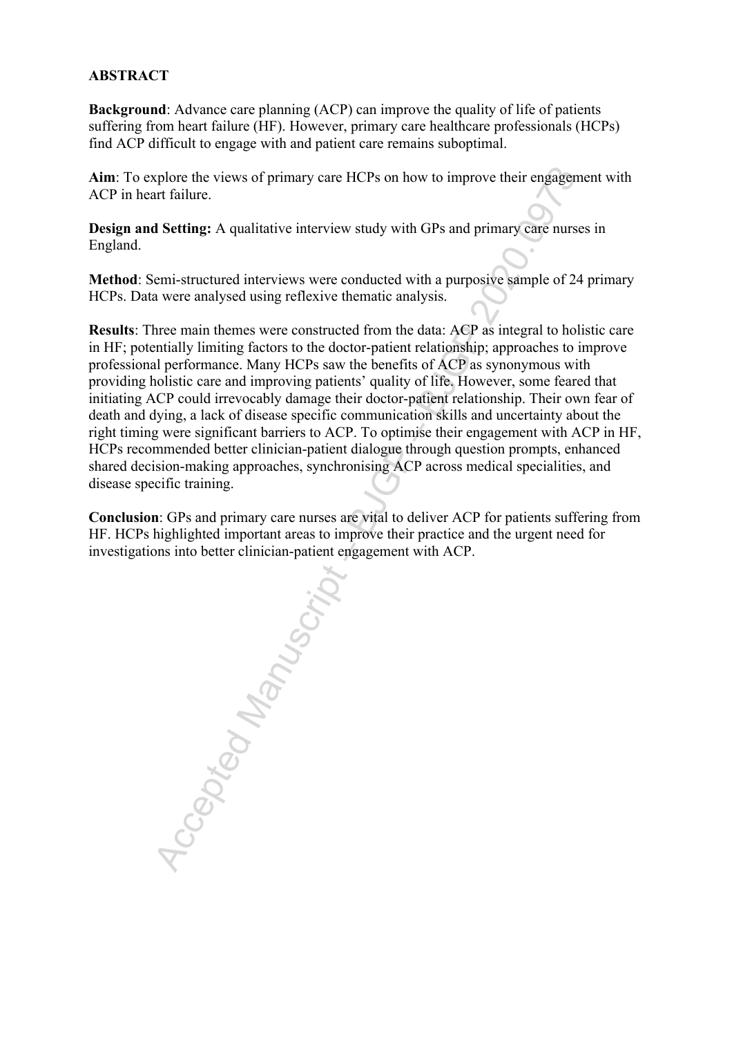## ABSTRACT

**Background**: Advance care planning (ACP) can improve the quality of life of patients suffering from heart failure (HF). However, primary care healthcare professionals (HCPs) find ACP difficult to engage with and patient care remains suboptimal.

**Aim**: To explore the views of primary care HCPs on how to improve their engagement with ACP in heart failure.

**Design and Setting:** A qualitative interview study with GPs and primary care nurses in England.

**Method**: Semi-structured interviews were conducted with a purposive sample of 24 primary HCPs. Data were analysed using reflexive thematic analysis.

**Results**: Three main themes were constructed from the data: ACP as integral to holistic care in HF; potentially limiting factors to the doctor-patient relationship; approaches to improve professional performance. Many HCPs saw the benefits of ACP as synonymous with providing holistic care and improving patients' quality of life. However, some feared that initiating ACP could irrevocably damage their doctor-patient relationship. Their own fear of death and dying, a lack of disease specific communication skills and uncertainty about the right timing were significant barriers to ACP. To optimise their engagement with ACP in HF, HCPs recommended better clinician-patient dialogue through question prompts, enhanced shared decision-making approaches, synchronising ACP across medical specialities, and disease specific training.

**Conclusion**: GPs and primary care nurses are vital to deliver ACP for patients suffering from HF. HCPs highlighted important areas to improve their practice and the urgent need for investigations into better clinician-patient engagement with ACP.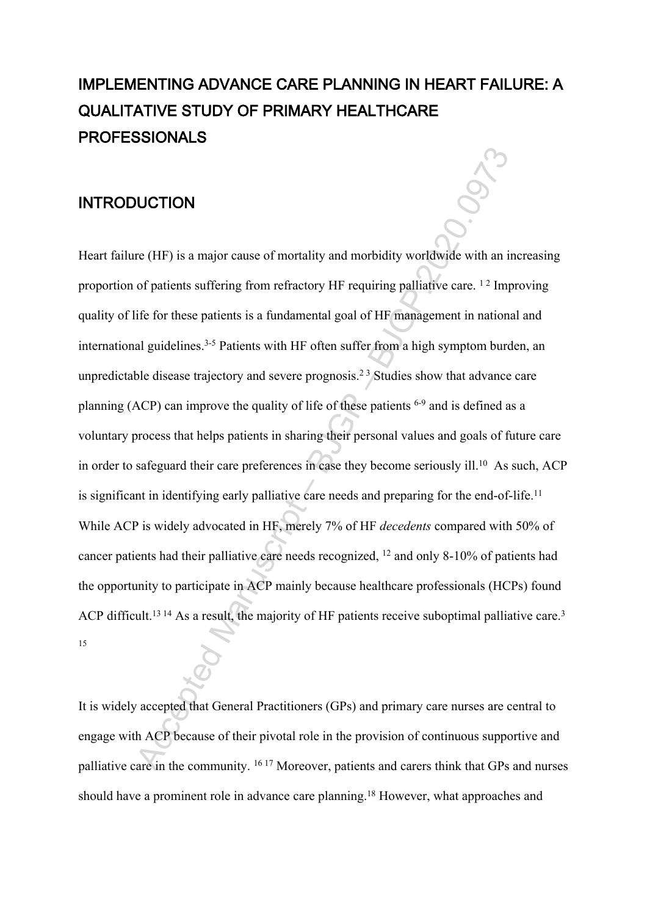# IMPLEMENTING ADVANCE CARE PLANNING IN HEART FAILURE: A QUALITATIVE STUDY OF PRIMARY HEALTHCARE PROFESSIONALS

## INTRODUCTION

Heart failure (HF) is a major cause of mortality and morbidity worldwide with an increasing proportion of patients suffering from refractory HF requiring palliative care. [1 2] Improving quality of life for these patients is a fundamental goal of HF management in national and international guidelines.[3-5] Patients with HF often suffer from a high symptom burden, an unpredictable disease trajectory and severe prognosis.[2 3] Studies show that advance care planning (ACP) can improve the quality of life of these patients [6-9] and is defined as a voluntary process that helps patients in sharing their personal values and goals of future care in order to safeguard their care preferences in case they become seriously ill.[10] As such, ACP is significant in identifying early palliative care needs and preparing for the end-of-life.[11] While ACP is widely advocated in HF, merely 7% of HF *decedents* compared with 50% of cancer patients had their palliative care needs recognized, [12] and only 8-10% of patients had the opportunity to participate in ACP mainly because healthcare professionals (HCPs) found ACP difficult.[13 14] As a result, the majority of HF patients receive suboptimal palliative care.[3 15]

It is widely accepted that General Practitioners (GPs) and primary care nurses are central to engage with ACP because of their pivotal role in the provision of continuous supportive and palliative care in the community. [16 17] Moreover, patients and carers think that GPs and nurses should have a prominent role in advance care planning.[18] However, what approaches and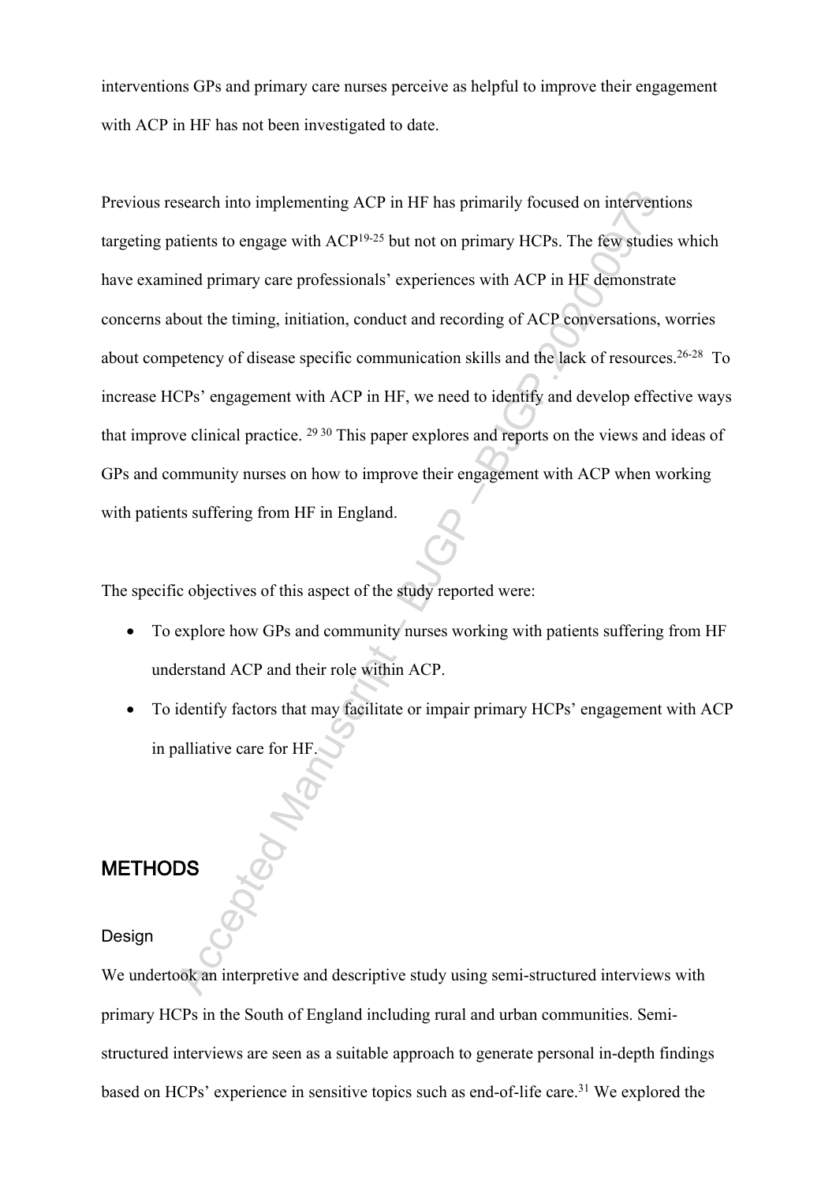interventions GPs and primary care nurses perceive as helpful to improve their engagement with ACP in HF has not been investigated to date.

Previous research into implementing ACP in HF has primarily focused on interventions targeting patients to engage with ACP[19-25] but not on primary HCPs. The few studies which have examined primary care professionals' experiences with ACP in HF demonstrate concerns about the timing, initiation, conduct and recording of ACP conversations, worries about competency of disease specific communication skills and the lack of resources.[26-28] To increase HCPs' engagement with ACP in HF, we need to identify and develop effective ways that improve clinical practice.[29 30] This paper explores and reports on the views and ideas of GPs and community nurses on how to improve their engagement with ACP when working with patients suffering from HF in England.

The specific objectives of this aspect of the study reported were:

- To explore how GPs and community nurses working with patients suffering from HF understand ACP and their role within ACP.
- To identify factors that may facilitate or impair primary HCPs' engagement with ACP in palliative care for HF.

## METHODS

### Design

We undertook an interpretive and descriptive study using semi-structured interviews with primary HCPs in the South of England including rural and urban communities. Semi-structured interviews are seen as a suitable approach to generate personal in-depth findings based on HCPs' experience in sensitive topics such as end-of-life care.[31] We explored the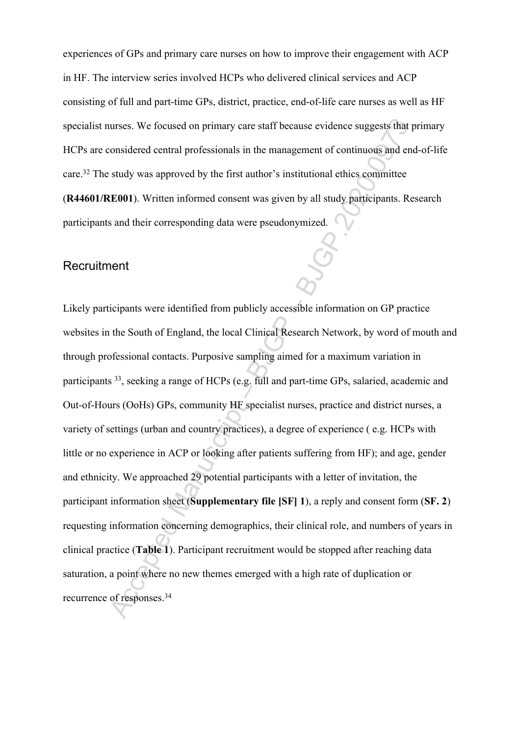experiences of GPs and primary care nurses on how to improve their engagement with ACP in HF. The interview series involved HCPs who delivered clinical services and ACP consisting of full and part-time GPs, district, practice, end-of-life care nurses as well as HF specialist nurses. We focused on primary care staff because evidence suggests that primary HCPs are considered central professionals in the management of continuous and end-of-life care.[32] The study was approved by the first author's institutional ethics committee (**R44601/RE001**). Written informed consent was given by all study participants. Research participants and their corresponding data were pseudonymized.

## Recruitment

Likely participants were identified from publicly accessible information on GP practice websites in the South of England, the local Clinical Research Network, by word of mouth and through professional contacts. Purposive sampling aimed for a maximum variation in participants [33], seeking a range of HCPs (e.g. full and part-time GPs, salaried, academic and Out-of-Hours (OoHs) GPs, community HF specialist nurses, practice and district nurses, a variety of settings (urban and country practices), a degree of experience ( e.g. HCPs with little or no experience in ACP or looking after patients suffering from HF); and age, gender and ethnicity. We approached 29 potential participants with a letter of invitation, the participant information sheet (**Supplementary file [SF] 1**), a reply and consent form (**SF. 2**) requesting information concerning demographics, their clinical role, and numbers of years in clinical practice (**Table 1**). Participant recruitment would be stopped after reaching data saturation, a point where no new themes emerged with a high rate of duplication or recurrence of responses.[34]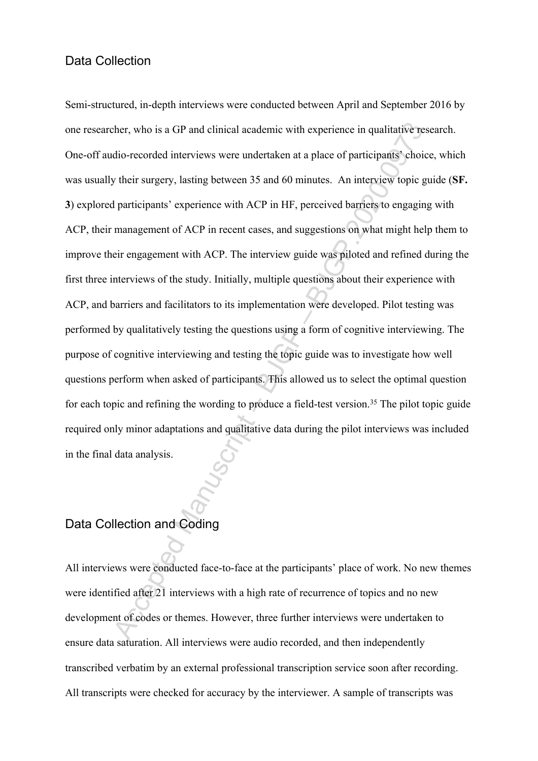## Data Collection

Semi-structured, in-depth interviews were conducted between April and September 2016 by one researcher, who is a GP and clinical academic with experience in qualitative research. One-off audio-recorded interviews were undertaken at a place of participants' choice, which was usually their surgery, lasting between 35 and 60 minutes. An interview topic guide (**SF. 3**) explored participants' experience with ACP in HF, perceived barriers to engaging with ACP, their management of ACP in recent cases, and suggestions on what might help them to improve their engagement with ACP. The interview guide was piloted and refined during the first three interviews of the study. Initially, multiple questions about their experience with ACP, and barriers and facilitators to its implementation were developed. Pilot testing was performed by qualitatively testing the questions using a form of cognitive interviewing. The purpose of cognitive interviewing and testing the topic guide was to investigate how well questions perform when asked of participants. This allowed us to select the optimal question for each topic and refining the wording to produce a field-test version.[35] The pilot topic guide required only minor adaptations and qualitative data during the pilot interviews was included in the final data analysis.

## Data Collection and Coding

All interviews were conducted face-to-face at the participants' place of work. No new themes were identified after 21 interviews with a high rate of recurrence of topics and no new development of codes or themes. However, three further interviews were undertaken to ensure data saturation. All interviews were audio recorded, and then independently transcribed verbatim by an external professional transcription service soon after recording. All transcripts were checked for accuracy by the interviewer. A sample of transcripts was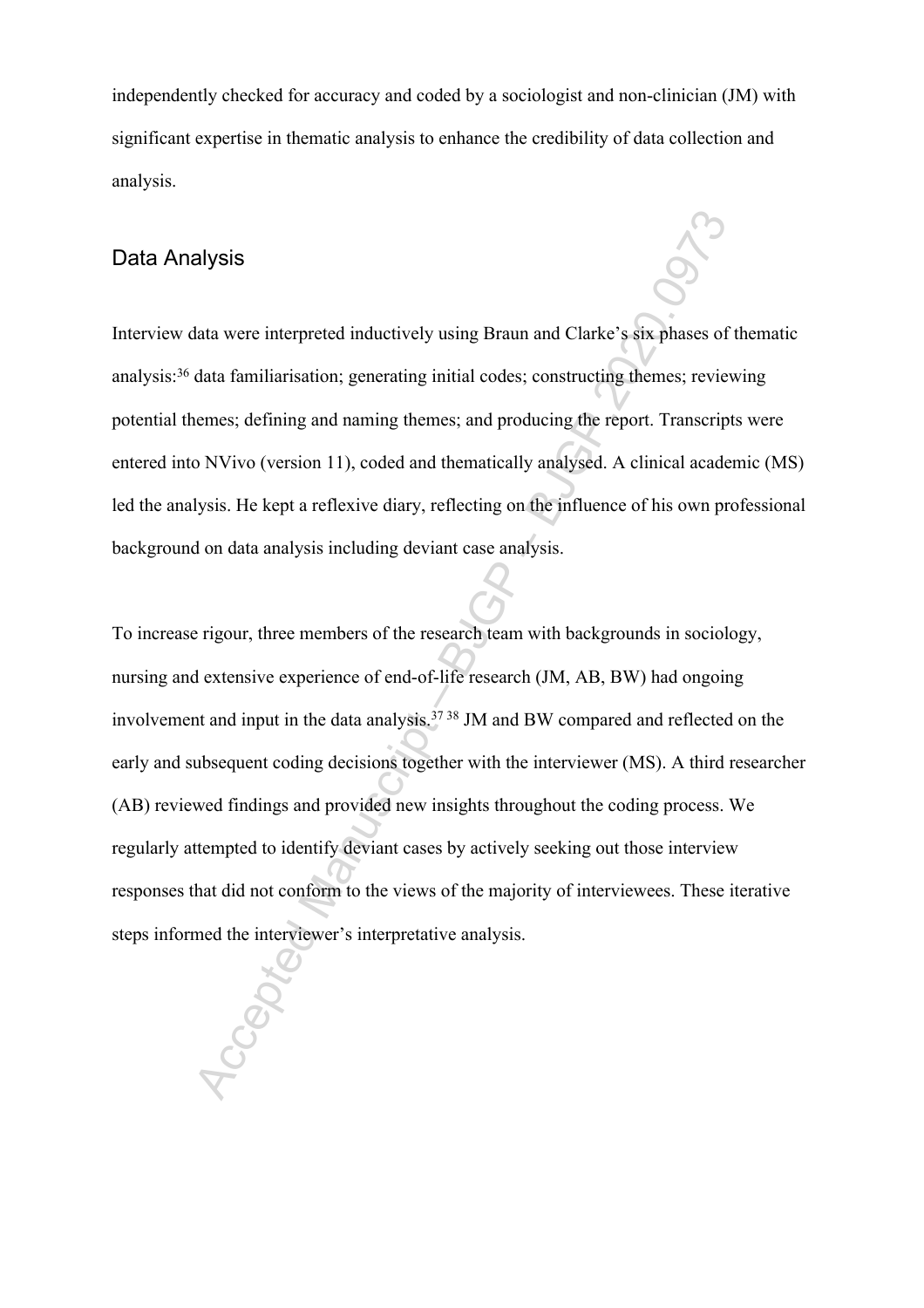independently checked for accuracy and coded by a sociologist and non-clinician (JM) with significant expertise in thematic analysis to enhance the credibility of data collection and analysis.

## Data Analysis

Interview data were interpreted inductively using Braun and Clarke's six phases of thematic analysis:[36] data familiarisation; generating initial codes; constructing themes; reviewing potential themes; defining and naming themes; and producing the report. Transcripts were entered into NVivo (version 11), coded and thematically analysed. A clinical academic (MS) led the analysis. He kept a reflexive diary, reflecting on the influence of his own professional background on data analysis including deviant case analysis.

To increase rigour, three members of the research team with backgrounds in sociology, nursing and extensive experience of end-of-life research (JM, AB, BW) had ongoing involvement and input in the data analysis.[37,38] JM and BW compared and reflected on the early and subsequent coding decisions together with the interviewer (MS). A third researcher (AB) reviewed findings and provided new insights throughout the coding process. We regularly attempted to identify deviant cases by actively seeking out those interview responses that did not conform to the views of the majority of interviewees. These iterative steps informed the interviewer's interpretative analysis.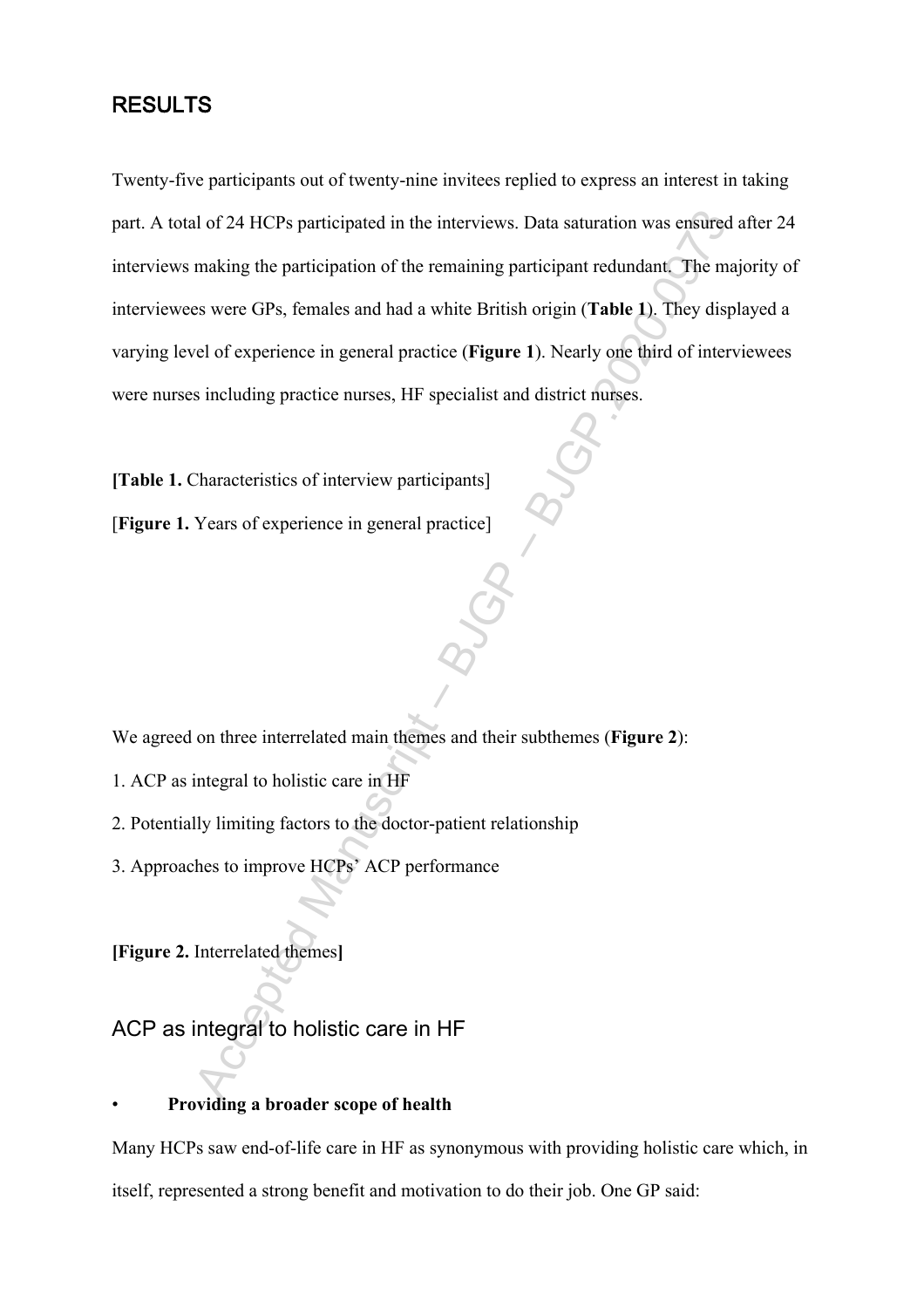## RESULTS

Twenty-five participants out of twenty-nine invitees replied to express an interest in taking part. A total of 24 HCPs participated in the interviews. Data saturation was ensured after 24 interviews making the participation of the remaining participant redundant. The majority of interviewees were GPs, females and had a white British origin (**Table 1**). They displayed a varying level of experience in general practice (**Figure 1**). Nearly one third of interviewees were nurses including practice nurses, HF specialist and district nurses.

**[Table 1.** Characteristics of interview participants]

[**Figure 1.** Years of experience in general practice]

We agreed on three interrelated main themes and their subthemes (**Figure 2**):

1. ACP as integral to holistic care in HF
2. Potentially limiting factors to the doctor-patient relationship
3. Approaches to improve HCPs' ACP performance

**[Figure 2.** Interrelated themes**]**

## ACP as integral to holistic care in HF

- **Providing a broader scope of health**

Many HCPs saw end-of-life care in HF as synonymous with providing holistic care which, in itself, represented a strong benefit and motivation to do their job. One GP said: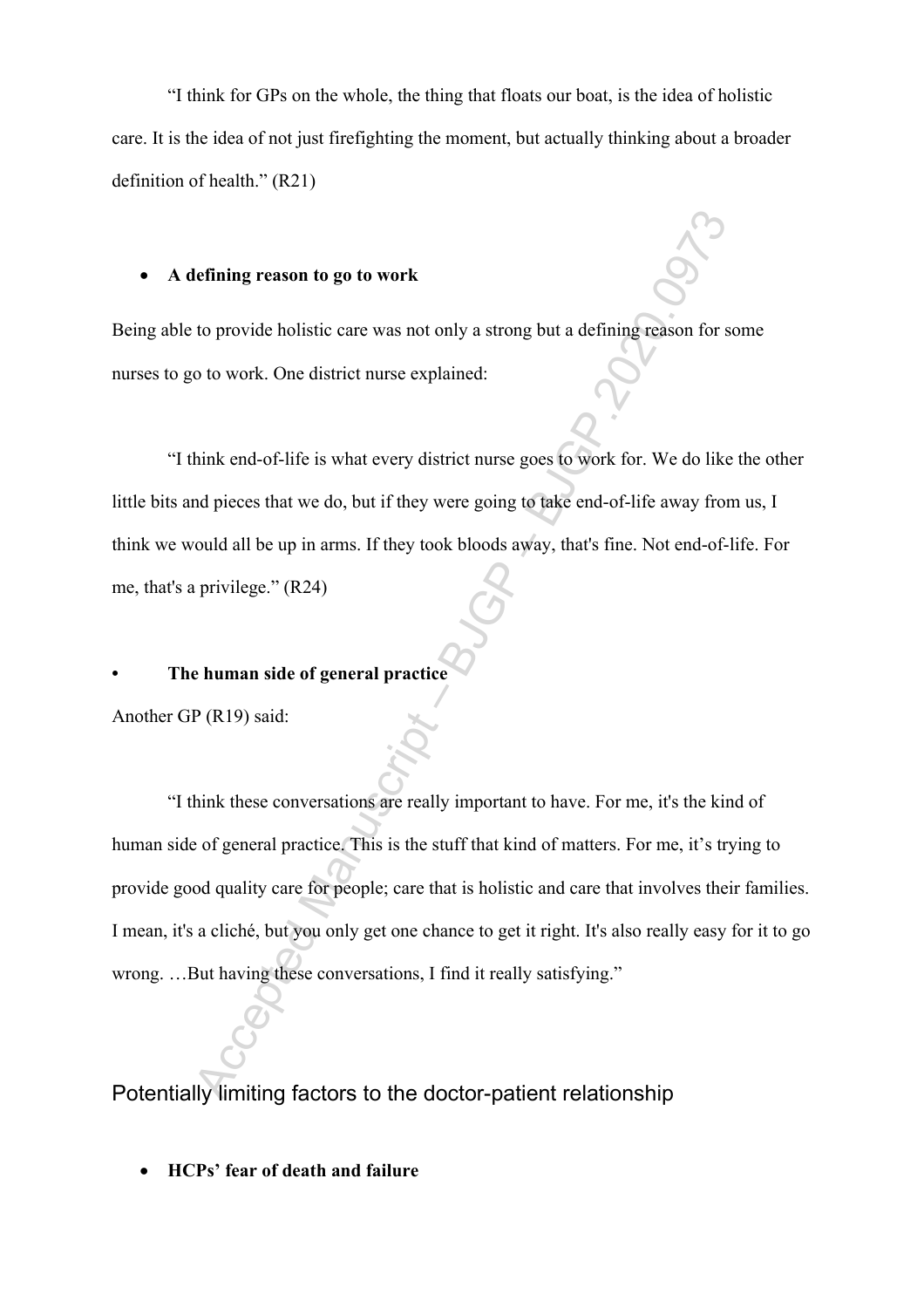"I think for GPs on the whole, the thing that floats our boat, is the idea of holistic care. It is the idea of not just firefighting the moment, but actually thinking about a broader definition of health." (R21)

- **A defining reason to go to work**

Being able to provide holistic care was not only a strong but a defining reason for some nurses to go to work. One district nurse explained:

"I think end-of-life is what every district nurse goes to work for. We do like the other little bits and pieces that we do, but if they were going to take end-of-life away from us, I think we would all be up in arms. If they took bloods away, that's fine. Not end-of-life. For me, that's a privilege." (R24)

- **The human side of general practice**

Another GP (R19) said:

"I think these conversations are really important to have. For me, it's the kind of human side of general practice. This is the stuff that kind of matters. For me, it's trying to provide good quality care for people; care that is holistic and care that involves their families. I mean, it's a cliché, but you only get one chance to get it right. It's also really easy for it to go wrong. …But having these conversations, I find it really satisfying."

## Potentially limiting factors to the doctor-patient relationship

- **HCPs' fear of death and failure**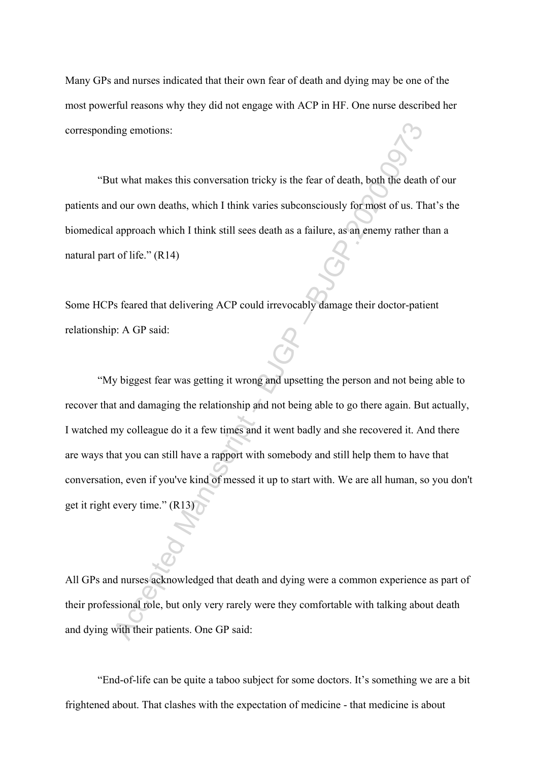Many GPs and nurses indicated that their own fear of death and dying may be one of the most powerful reasons why they did not engage with ACP in HF. One nurse described her corresponding emotions:

"But what makes this conversation tricky is the fear of death, both the death of our patients and our own deaths, which I think varies subconsciously for most of us. That's the biomedical approach which I think still sees death as a failure, as an enemy rather than a natural part of life." (R14)

Some HCPs feared that delivering ACP could irrevocably damage their doctor-patient relationship: A GP said:

"My biggest fear was getting it wrong and upsetting the person and not being able to recover that and damaging the relationship and not being able to go there again. But actually, I watched my colleague do it a few times and it went badly and she recovered it. And there are ways that you can still have a rapport with somebody and still help them to have that conversation, even if you've kind of messed it up to start with. We are all human, so you don't get it right every time." (R13)

All GPs and nurses acknowledged that death and dying were a common experience as part of their professional role, but only very rarely were they comfortable with talking about death and dying with their patients. One GP said:

"End-of-life can be quite a taboo subject for some doctors. It's something we are a bit frightened about. That clashes with the expectation of medicine - that medicine is about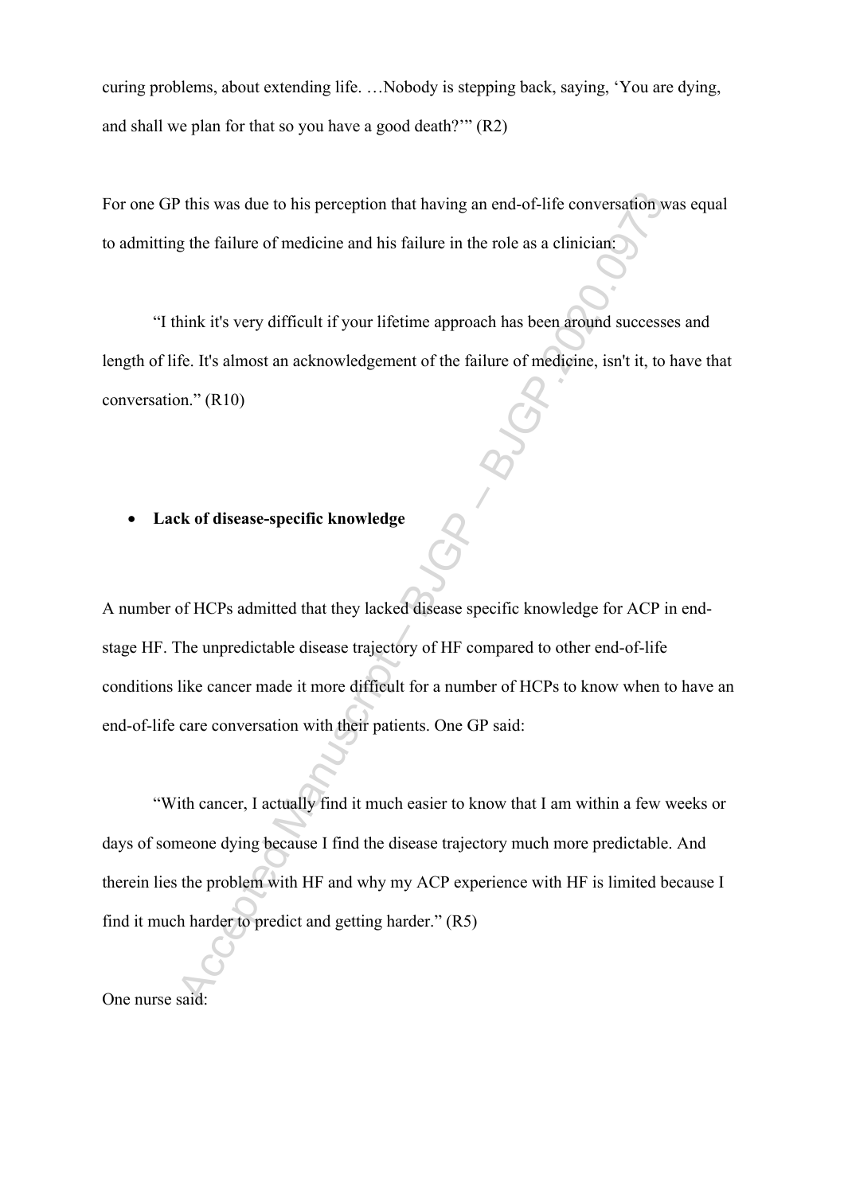curing problems, about extending life. …Nobody is stepping back, saying, 'You are dying, and shall we plan for that so you have a good death?'" (R2)

For one GP this was due to his perception that having an end-of-life conversation was equal to admitting the failure of medicine and his failure in the role as a clinician:

"I think it's very difficult if your lifetime approach has been around successes and length of life. It's almost an acknowledgement of the failure of medicine, isn't it, to have that conversation." (R10)

- **Lack of disease-specific knowledge**

A number of HCPs admitted that they lacked disease specific knowledge for ACP in end-stage HF. The unpredictable disease trajectory of HF compared to other end-of-life conditions like cancer made it more difficult for a number of HCPs to know when to have an end-of-life care conversation with their patients. One GP said:

"With cancer, I actually find it much easier to know that I am within a few weeks or days of someone dying because I find the disease trajectory much more predictable. And therein lies the problem with HF and why my ACP experience with HF is limited because I find it much harder to predict and getting harder." (R5)

One nurse said: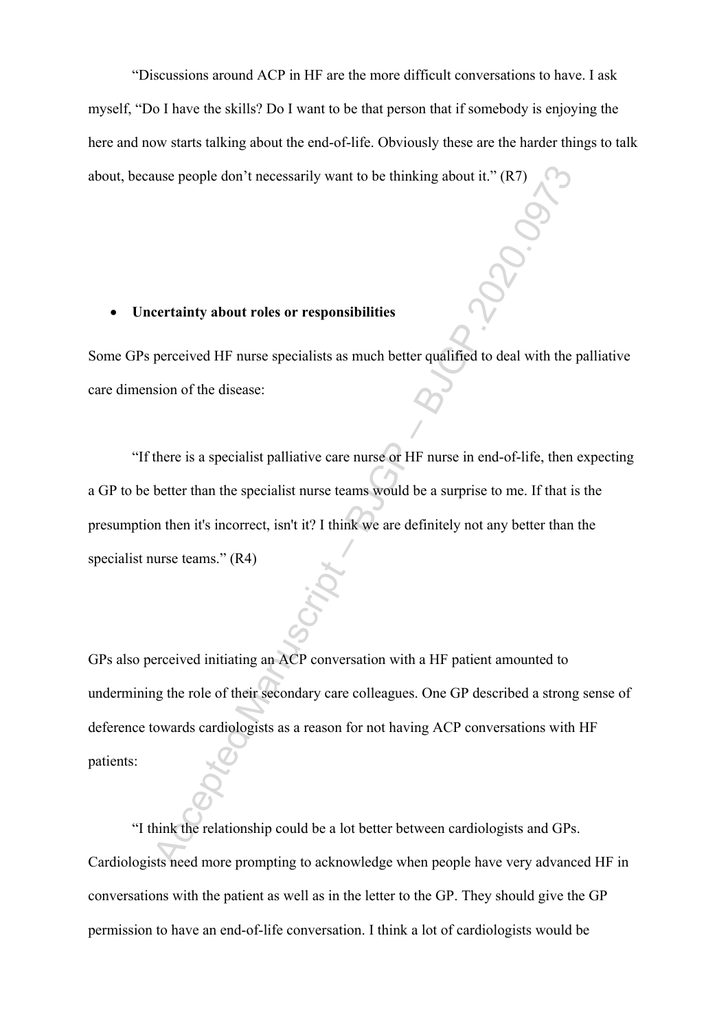"Discussions around ACP in HF are the more difficult conversations to have. I ask myself, "Do I have the skills? Do I want to be that person that if somebody is enjoying the here and now starts talking about the end-of-life. Obviously these are the harder things to talk about, because people don't necessarily want to be thinking about it." (R7)

- **Uncertainty about roles or responsibilities**

Some GPs perceived HF nurse specialists as much better qualified to deal with the palliative care dimension of the disease:

"If there is a specialist palliative care nurse or HF nurse in end-of-life, then expecting a GP to be better than the specialist nurse teams would be a surprise to me. If that is the presumption then it's incorrect, isn't it? I think we are definitely not any better than the specialist nurse teams." (R4)

GPs also perceived initiating an ACP conversation with a HF patient amounted to undermining the role of their secondary care colleagues. One GP described a strong sense of deference towards cardiologists as a reason for not having ACP conversations with HF patients:

"I think the relationship could be a lot better between cardiologists and GPs. Cardiologists need more prompting to acknowledge when people have very advanced HF in conversations with the patient as well as in the letter to the GP. They should give the GP permission to have an end-of-life conversation. I think a lot of cardiologists would be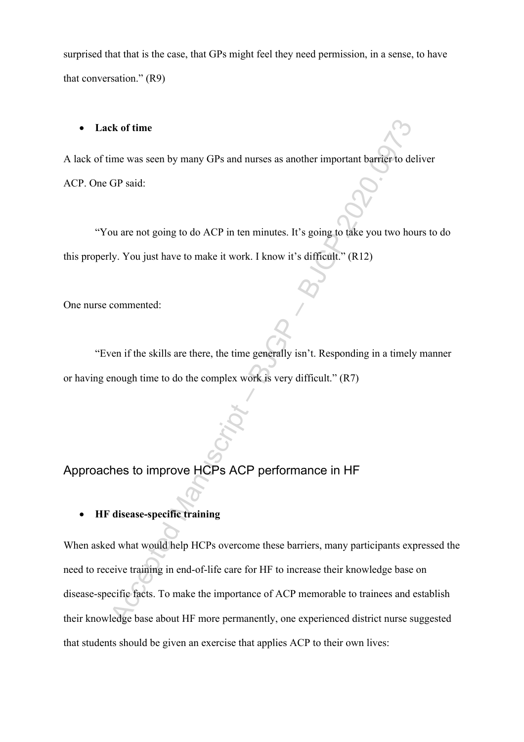surprised that that is the case, that GPs might feel they need permission, in a sense, to have that conversation." (R9)

- **Lack of time**

A lack of time was seen by many GPs and nurses as another important barrier to deliver ACP. One GP said:

> "You are not going to do ACP in ten minutes. It's going to take you two hours to do this properly. You just have to make it work. I know it's difficult." (R12)

One nurse commented:

> "Even if the skills are there, the time generally isn't. Responding in a timely manner or having enough time to do the complex work is very difficult." (R7)

## Approaches to improve HCPs ACP performance in HF

- **HF disease-specific training**

When asked what would help HCPs overcome these barriers, many participants expressed the need to receive training in end-of-life care for HF to increase their knowledge base on disease-specific facts. To make the importance of ACP memorable to trainees and establish their knowledge base about HF more permanently, one experienced district nurse suggested that students should be given an exercise that applies ACP to their own lives: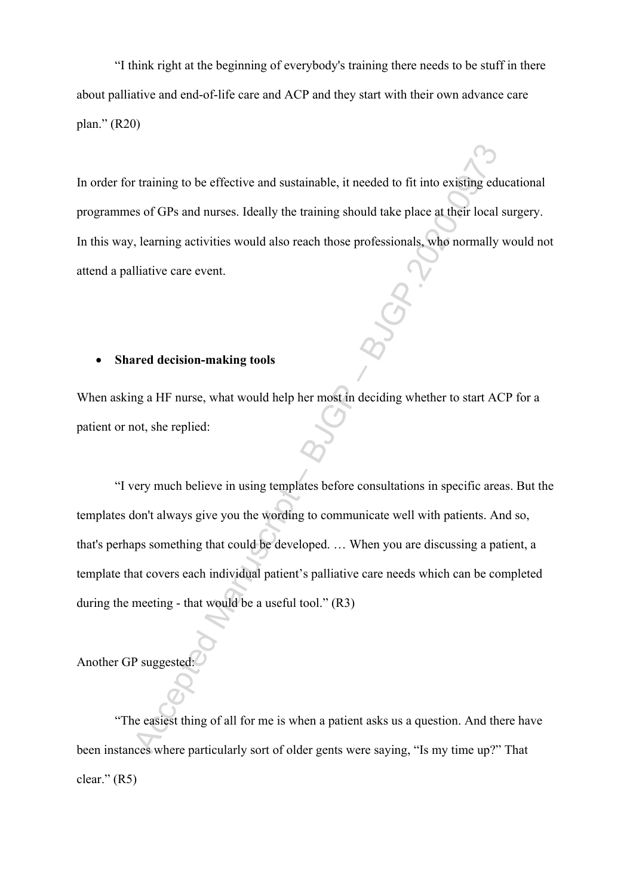"I think right at the beginning of everybody's training there needs to be stuff in there about palliative and end-of-life care and ACP and they start with their own advance care plan." (R20)

In order for training to be effective and sustainable, it needed to fit into existing educational programmes of GPs and nurses. Ideally the training should take place at their local surgery. In this way, learning activities would also reach those professionals, who normally would not attend a palliative care event.

- **Shared decision-making tools**

When asking a HF nurse, what would help her most in deciding whether to start ACP for a patient or not, she replied:

"I very much believe in using templates before consultations in specific areas. But the templates don't always give you the wording to communicate well with patients. And so, that's perhaps something that could be developed. … When you are discussing a patient, a template that covers each individual patient's palliative care needs which can be completed during the meeting - that would be a useful tool." (R3)

Another GP suggested:

"The easiest thing of all for me is when a patient asks us a question. And there have been instances where particularly sort of older gents were saying, "Is my time up?" That clear." (R5)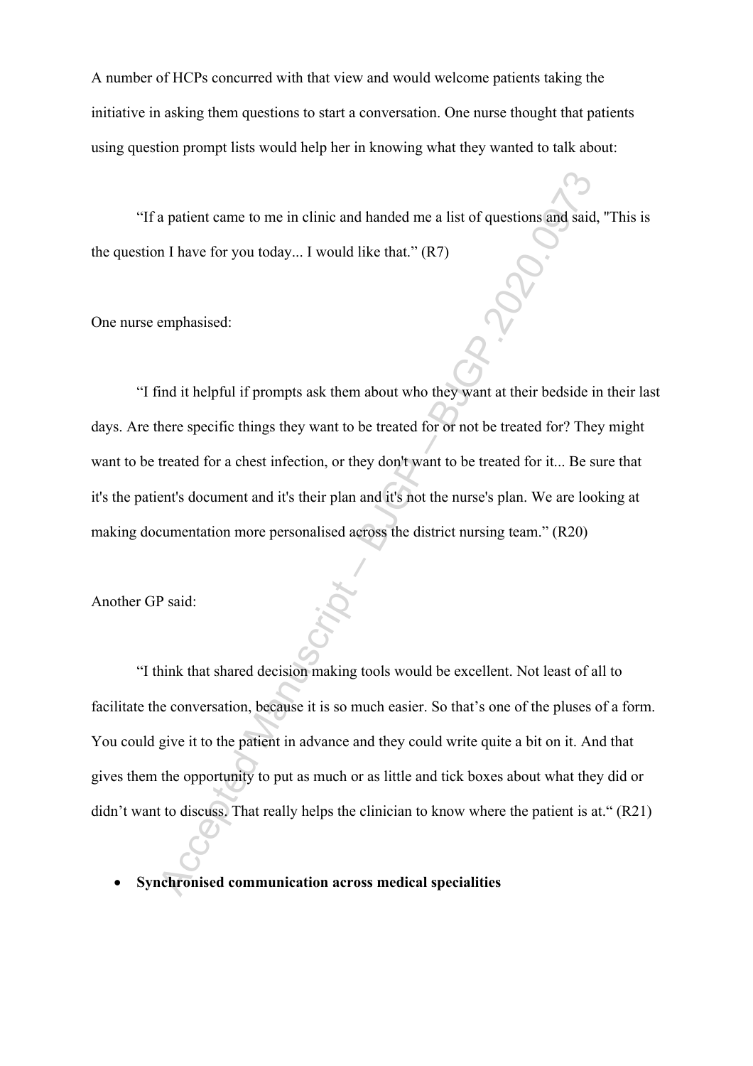A number of HCPs concurred with that view and would welcome patients taking the initiative in asking them questions to start a conversation. One nurse thought that patients using question prompt lists would help her in knowing what they wanted to talk about:

"If a patient came to me in clinic and handed me a list of questions and said, "This is the question I have for you today... I would like that." (R7)

One nurse emphasised:

"I find it helpful if prompts ask them about who they want at their bedside in their last days. Are there specific things they want to be treated for or not be treated for? They might want to be treated for a chest infection, or they don't want to be treated for it... Be sure that it's the patient's document and it's their plan and it's not the nurse's plan. We are looking at making documentation more personalised across the district nursing team." (R20)

Another GP said:

"I think that shared decision making tools would be excellent. Not least of all to facilitate the conversation, because it is so much easier. So that's one of the pluses of a form. You could give it to the patient in advance and they could write quite a bit on it. And that gives them the opportunity to put as much or as little and tick boxes about what they did or didn't want to discuss. That really helps the clinician to know where the patient is at." (R21)

- **Synchronised communication across medical specialities**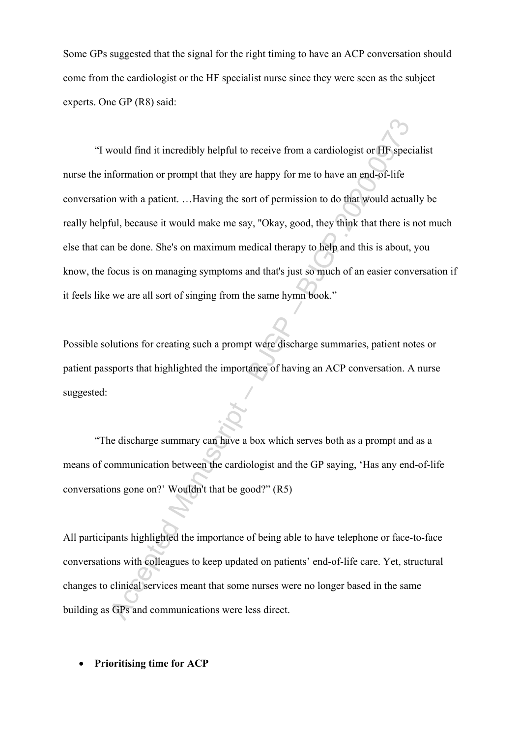Some GPs suggested that the signal for the right timing to have an ACP conversation should come from the cardiologist or the HF specialist nurse since they were seen as the subject experts. One GP (R8) said:

> "I would find it incredibly helpful to receive from a cardiologist or HF specialist nurse the information or prompt that they are happy for me to have an end-of-life conversation with a patient. …Having the sort of permission to do that would actually be really helpful, because it would make me say, "Okay, good, they think that there is not much else that can be done. She's on maximum medical therapy to help and this is about, you know, the focus is on managing symptoms and that's just so much of an easier conversation if it feels like we are all sort of singing from the same hymn book."

Possible solutions for creating such a prompt were discharge summaries, patient notes or patient passports that highlighted the importance of having an ACP conversation. A nurse suggested:

> "The discharge summary can have a box which serves both as a prompt and as a means of communication between the cardiologist and the GP saying, 'Has any end-of-life conversations gone on?' Wouldn't that be good?" (R5)

All participants highlighted the importance of being able to have telephone or face-to-face conversations with colleagues to keep updated on patients' end-of-life care. Yet, structural changes to clinical services meant that some nurses were no longer based in the same building as GPs and communications were less direct.

- **Prioritising time for ACP**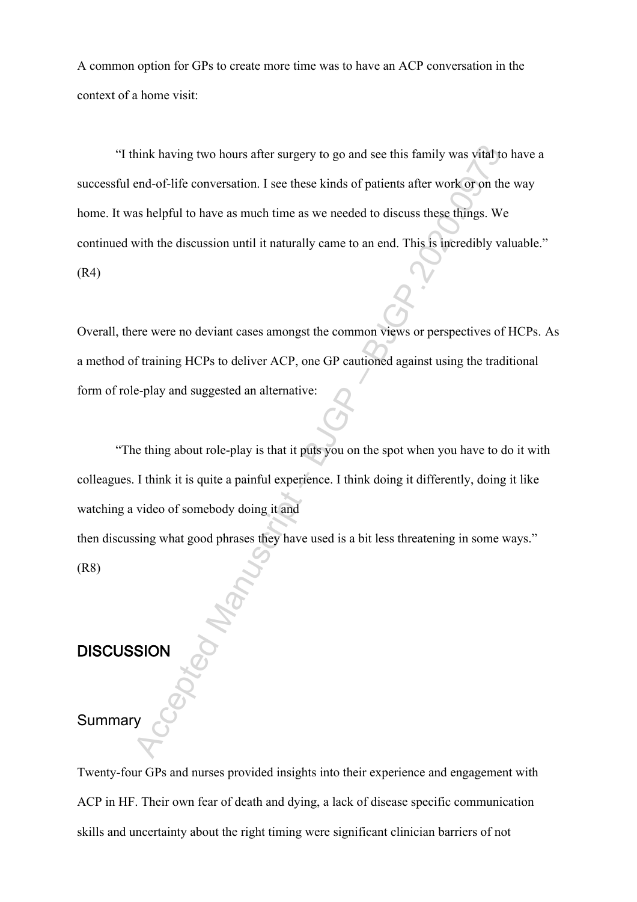A common option for GPs to create more time was to have an ACP conversation in the context of a home visit:

"I think having two hours after surgery to go and see this family was vital to have a successful end-of-life conversation. I see these kinds of patients after work or on the way home. It was helpful to have as much time as we needed to discuss these things. We continued with the discussion until it naturally came to an end. This is incredibly valuable." (R4)

Overall, there were no deviant cases amongst the common views or perspectives of HCPs. As a method of training HCPs to deliver ACP, one GP cautioned against using the traditional form of role-play and suggested an alternative:

"The thing about role-play is that it puts you on the spot when you have to do it with colleagues. I think it is quite a painful experience. I think doing it differently, doing it like watching a video of somebody doing it and then discussing what good phrases they have used is a bit less threatening in some ways." (R8)

## DISCUSSION

### Summary

Twenty-four GPs and nurses provided insights into their experience and engagement with ACP in HF. Their own fear of death and dying, a lack of disease specific communication skills and uncertainty about the right timing were significant clinician barriers of not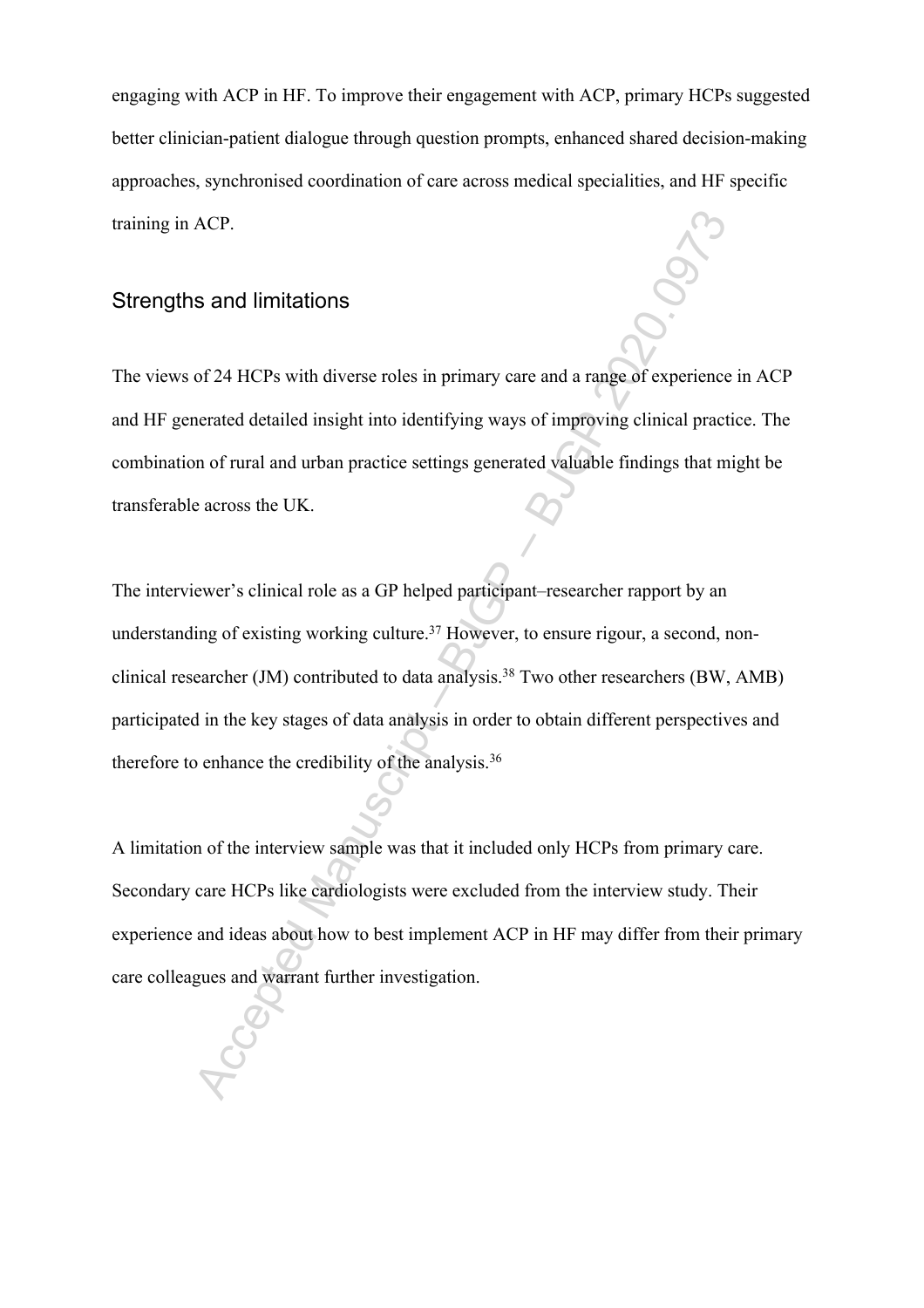engaging with ACP in HF. To improve their engagement with ACP, primary HCPs suggested better clinician-patient dialogue through question prompts, enhanced shared decision-making approaches, synchronised coordination of care across medical specialities, and HF specific training in ACP.

## Strengths and limitations

The views of 24 HCPs with diverse roles in primary care and a range of experience in ACP and HF generated detailed insight into identifying ways of improving clinical practice. The combination of rural and urban practice settings generated valuable findings that might be transferable across the UK.

The interviewer's clinical role as a GP helped participant–researcher rapport by an understanding of existing working culture.[37] However, to ensure rigour, a second, non-clinical researcher (JM) contributed to data analysis.[38] Two other researchers (BW, AMB) participated in the key stages of data analysis in order to obtain different perspectives and therefore to enhance the credibility of the analysis.[36]

A limitation of the interview sample was that it included only HCPs from primary care. Secondary care HCPs like cardiologists were excluded from the interview study. Their experience and ideas about how to best implement ACP in HF may differ from their primary care colleagues and warrant further investigation.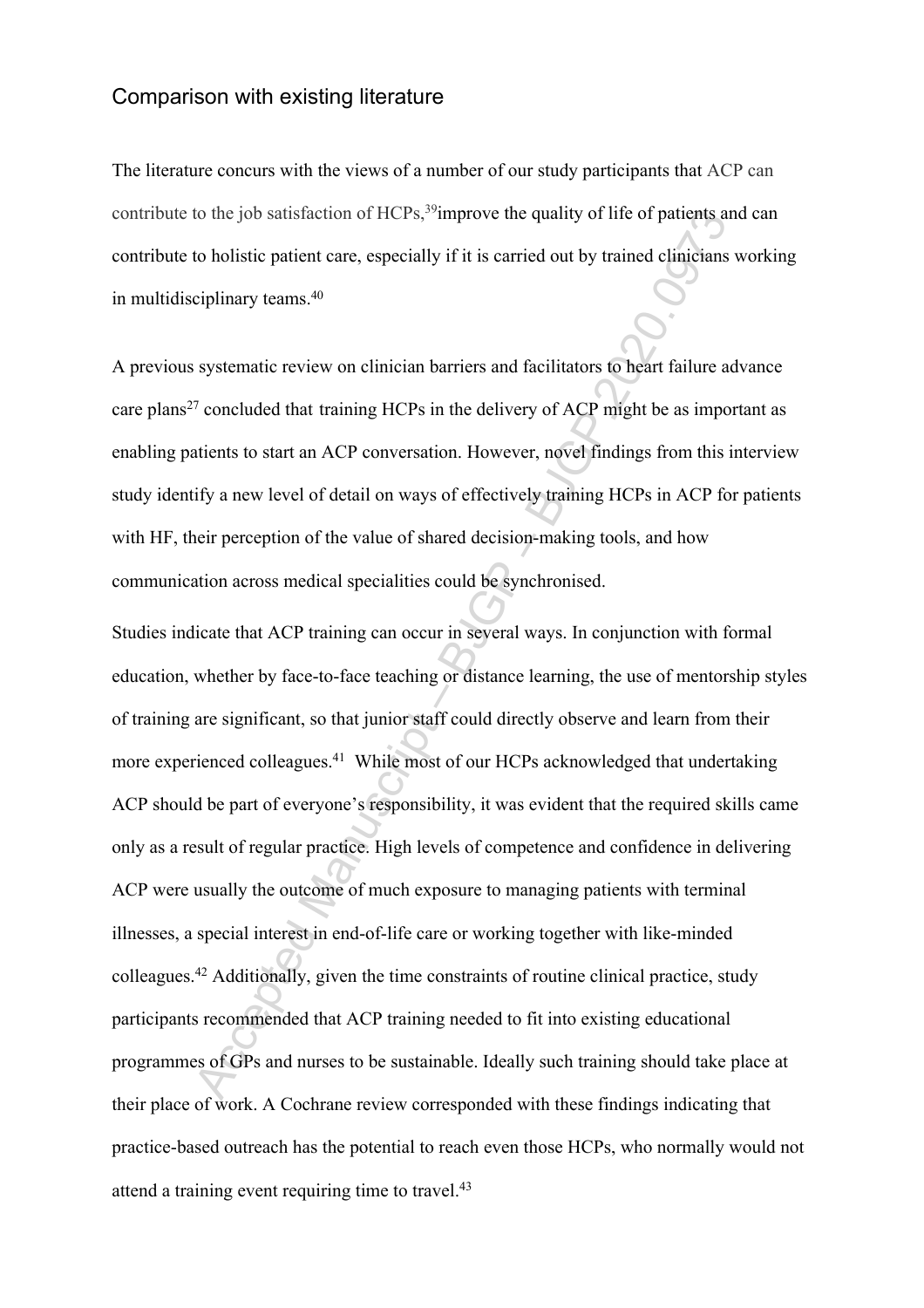## Comparison with existing literature

The literature concurs with the views of a number of our study participants that ACP can contribute to the job satisfaction of HCPs,[39]improve the quality of life of patients and can contribute to holistic patient care, especially if it is carried out by trained clinicians working in multidisciplinary teams.[40]

A previous systematic review on clinician barriers and facilitators to heart failure advance care plans[27] concluded that training HCPs in the delivery of ACP might be as important as enabling patients to start an ACP conversation. However, novel findings from this interview study identify a new level of detail on ways of effectively training HCPs in ACP for patients with HF, their perception of the value of shared decision-making tools, and how communication across medical specialities could be synchronised.

Studies indicate that ACP training can occur in several ways. In conjunction with formal education, whether by face-to-face teaching or distance learning, the use of mentorship styles of training are significant, so that junior staff could directly observe and learn from their more experienced colleagues.[41] While most of our HCPs acknowledged that undertaking ACP should be part of everyone's responsibility, it was evident that the required skills came only as a result of regular practice. High levels of competence and confidence in delivering ACP were usually the outcome of much exposure to managing patients with terminal illnesses, a special interest in end-of-life care or working together with like-minded colleagues.[42] Additionally, given the time constraints of routine clinical practice, study participants recommended that ACP training needed to fit into existing educational programmes of GPs and nurses to be sustainable. Ideally such training should take place at their place of work. A Cochrane review corresponded with these findings indicating that practice-based outreach has the potential to reach even those HCPs, who normally would not attend a training event requiring time to travel.[43]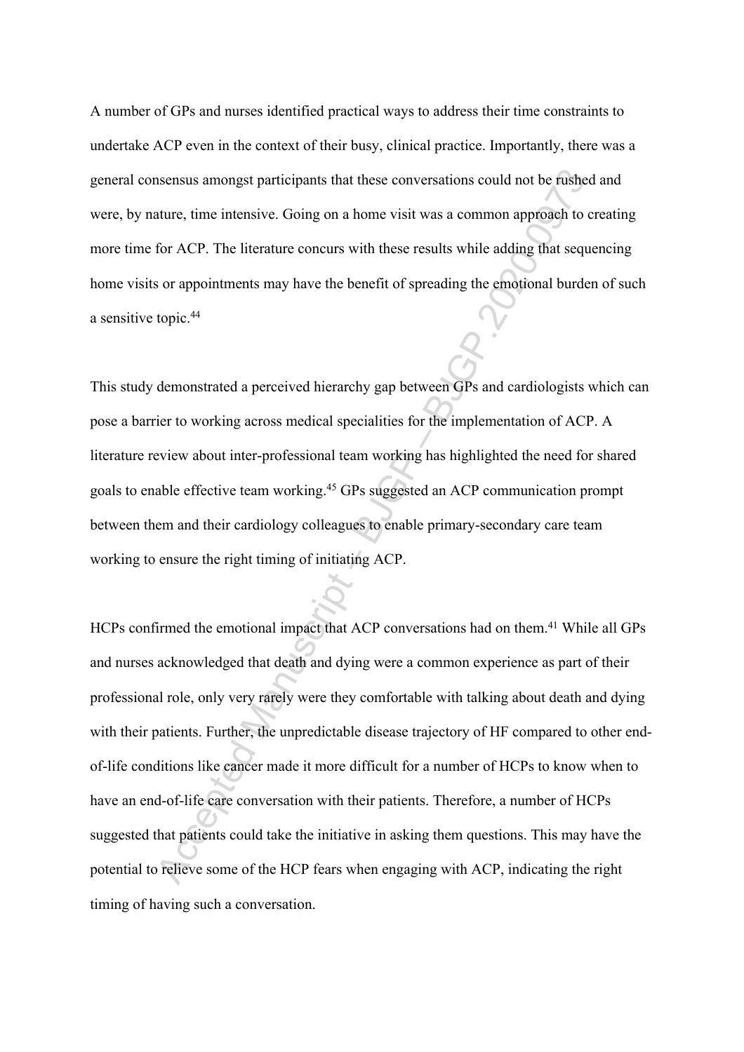A number of GPs and nurses identified practical ways to address their time constraints to undertake ACP even in the context of their busy, clinical practice. Importantly, there was a general consensus amongst participants that these conversations could not be rushed and were, by nature, time intensive. Going on a home visit was a common approach to creating more time for ACP. The literature concurs with these results while adding that sequencing home visits or appointments may have the benefit of spreading the emotional burden of such a sensitive topic.[44]

This study demonstrated a perceived hierarchy gap between GPs and cardiologists which can pose a barrier to working across medical specialities for the implementation of ACP. A literature review about inter-professional team working has highlighted the need for shared goals to enable effective team working.[45] GPs suggested an ACP communication prompt between them and their cardiology colleagues to enable primary-secondary care team working to ensure the right timing of initiating ACP.

HCPs confirmed the emotional impact that ACP conversations had on them.[41] While all GPs and nurses acknowledged that death and dying were a common experience as part of their professional role, only very rarely were they comfortable with talking about death and dying with their patients. Further, the unpredictable disease trajectory of HF compared to other end-of-life conditions like cancer made it more difficult for a number of HCPs to know when to have an end-of-life care conversation with their patients. Therefore, a number of HCPs suggested that patients could take the initiative in asking them questions. This may have the potential to relieve some of the HCP fears when engaging with ACP, indicating the right timing of having such a conversation.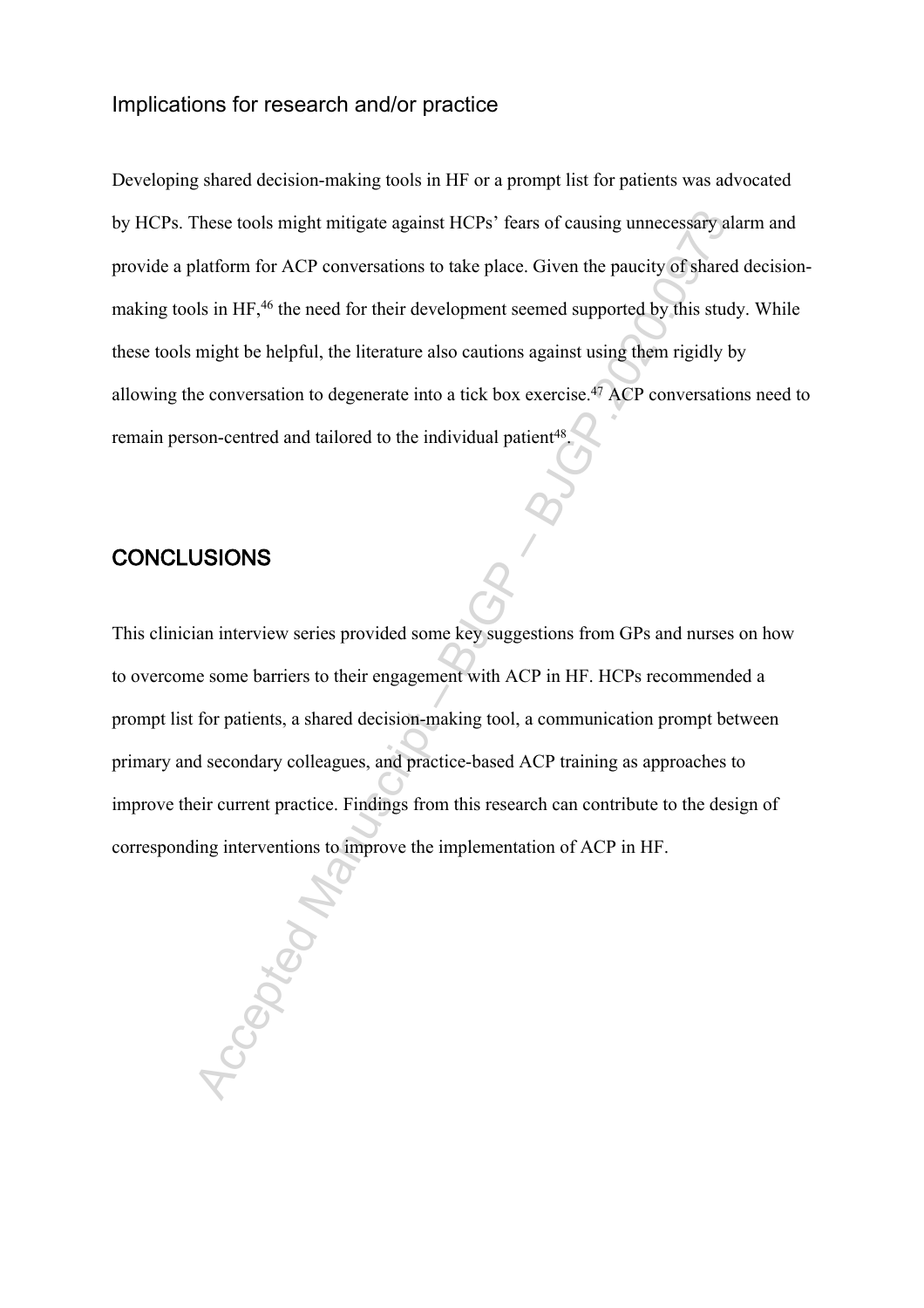### Implications for research and/or practice

Developing shared decision-making tools in HF or a prompt list for patients was advocated by HCPs. These tools might mitigate against HCPs' fears of causing unnecessary alarm and provide a platform for ACP conversations to take place. Given the paucity of shared decision-making tools in HF,[46] the need for their development seemed supported by this study. While these tools might be helpful, the literature also cautions against using them rigidly by allowing the conversation to degenerate into a tick box exercise.[47] ACP conversations need to remain person-centred and tailored to the individual patient[48].

## CONCLUSIONS

This clinician interview series provided some key suggestions from GPs and nurses on how to overcome some barriers to their engagement with ACP in HF. HCPs recommended a prompt list for patients, a shared decision-making tool, a communication prompt between primary and secondary colleagues, and practice-based ACP training as approaches to improve their current practice. Findings from this research can contribute to the design of corresponding interventions to improve the implementation of ACP in HF.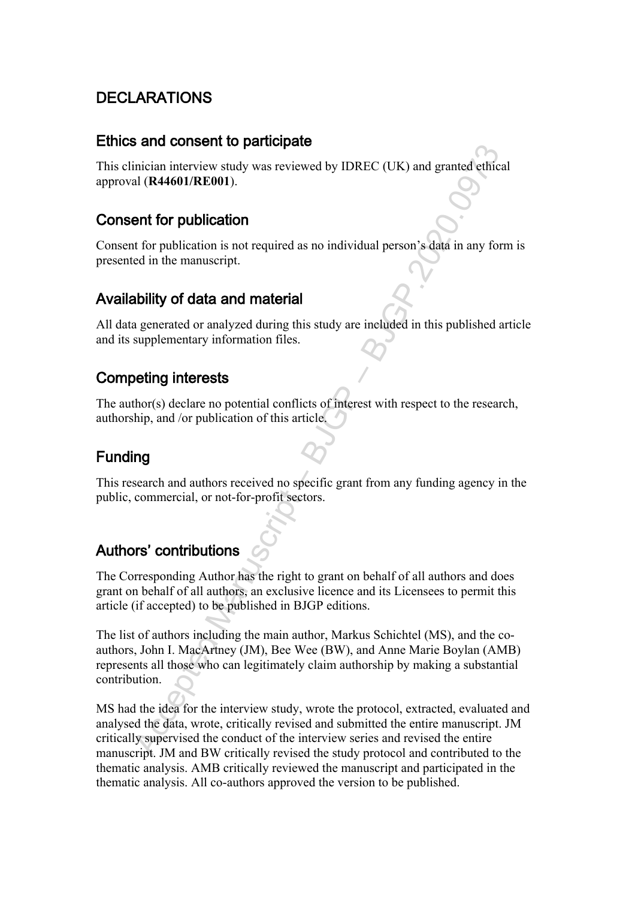## DECLARATIONS

### Ethics and consent to participate

This clinician interview study was reviewed by IDREC (UK) and granted ethical approval (**R44601/RE001**).

### Consent for publication

Consent for publication is not required as no individual person's data in any form is presented in the manuscript.

### Availability of data and material

All data generated or analyzed during this study are included in this published article and its supplementary information files.

### Competing interests

The author(s) declare no potential conflicts of interest with respect to the research, authorship, and /or publication of this article.

### Funding

This research and authors received no specific grant from any funding agency in the public, commercial, or not-for-profit sectors.

### Authors' contributions

The Corresponding Author has the right to grant on behalf of all authors and does grant on behalf of all authors, an exclusive licence and its Licensees to permit this article (if accepted) to be published in BJGP editions.

The list of authors including the main author, Markus Schichtel (MS), and the co-authors, John I. MacArtney (JM), Bee Wee (BW), and Anne Marie Boylan (AMB) represents all those who can legitimately claim authorship by making a substantial contribution.

MS had the idea for the interview study, wrote the protocol, extracted, evaluated and analysed the data, wrote, critically revised and submitted the entire manuscript. JM critically supervised the conduct of the interview series and revised the entire manuscript. JM and BW critically revised the study protocol and contributed to the thematic analysis. AMB critically reviewed the manuscript and participated in the thematic analysis. All co-authors approved the version to be published.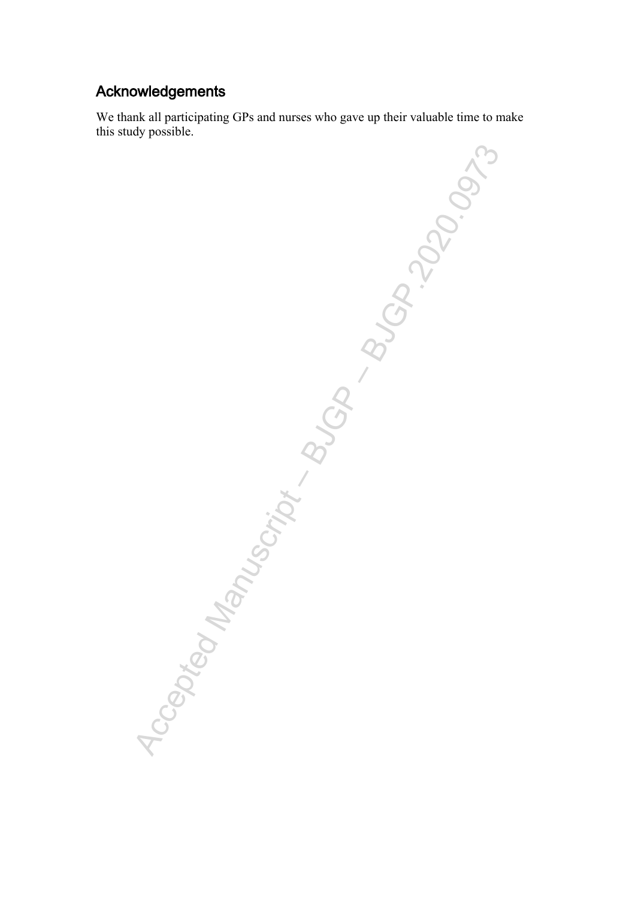## Acknowledgements

We thank all participating GPs and nurses who gave up their valuable time to make this study possible.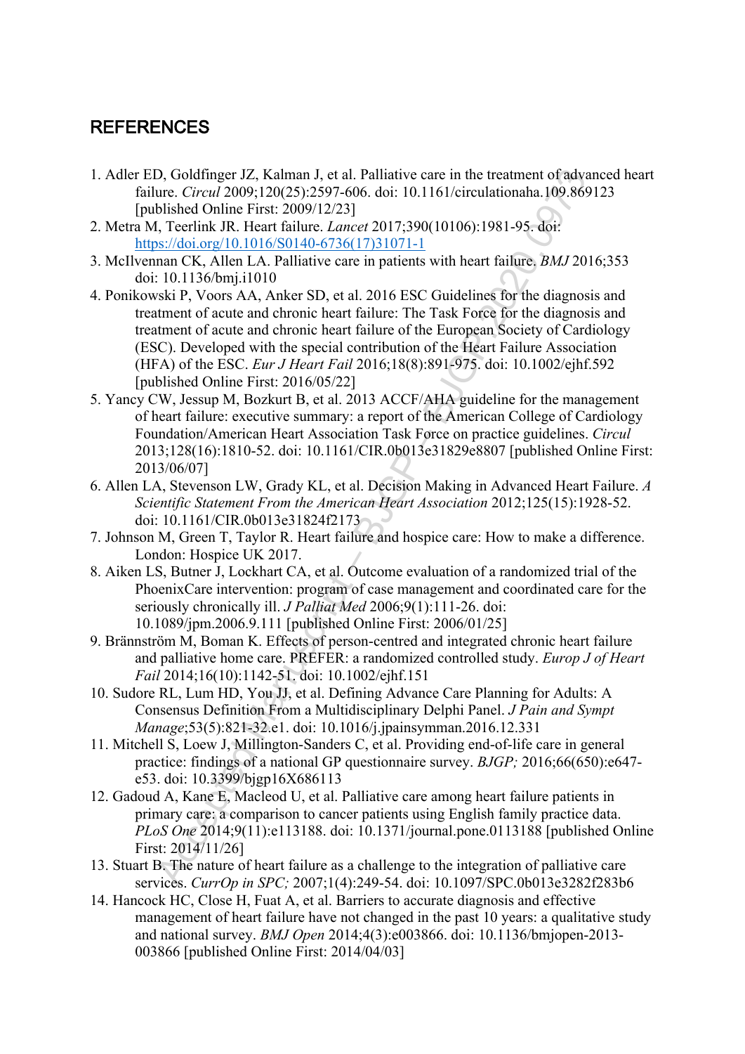## REFERENCES

1. Adler ED, Goldfinger JZ, Kalman J, et al. Palliative care in the treatment of advanced heart failure. *Circul* 2009;120(25):2597-606. doi: 10.1161/circulationaha.109.869123 [published Online First: 2009/12/23]
2. Metra M, Teerlink JR. Heart failure. *Lancet* 2017;390(10106):1981-95. doi: https://doi.org/10.1016/S0140-6736(17)31071-1
3. McIlvennan CK, Allen LA. Palliative care in patients with heart failure. *BMJ* 2016;353 doi: 10.1136/bmj.i1010
4. Ponikowski P, Voors AA, Anker SD, et al. 2016 ESC Guidelines for the diagnosis and treatment of acute and chronic heart failure: The Task Force for the diagnosis and treatment of acute and chronic heart failure of the European Society of Cardiology (ESC). Developed with the special contribution of the Heart Failure Association (HFA) of the ESC. *Eur J Heart Fail* 2016;18(8):891-975. doi: 10.1002/ejhf.592 [published Online First: 2016/05/22]
5. Yancy CW, Jessup M, Bozkurt B, et al. 2013 ACCF/AHA guideline for the management of heart failure: executive summary: a report of the American College of Cardiology Foundation/American Heart Association Task Force on practice guidelines. *Circul* 2013;128(16):1810-52. doi: 10.1161/CIR.0b013e31829e8807 [published Online First: 2013/06/07]
6. Allen LA, Stevenson LW, Grady KL, et al. Decision Making in Advanced Heart Failure. *A Scientific Statement From the American Heart Association* 2012;125(15):1928-52. doi: 10.1161/CIR.0b013e31824f2173
7. Johnson M, Green T, Taylor R. Heart failure and hospice care: How to make a difference. London: Hospice UK 2017.
8. Aiken LS, Butner J, Lockhart CA, et al. Outcome evaluation of a randomized trial of the PhoenixCare intervention: program of case management and coordinated care for the seriously chronically ill. *J Palliat Med* 2006;9(1):111-26. doi: 10.1089/jpm.2006.9.111 [published Online First: 2006/01/25]
9. Brännström M, Boman K. Effects of person-centred and integrated chronic heart failure and palliative home care. PREFER: a randomized controlled study. *Europ J of Heart Fail* 2014;16(10):1142-51. doi: 10.1002/ejhf.151
10. Sudore RL, Lum HD, You JJ, et al. Defining Advance Care Planning for Adults: A Consensus Definition From a Multidisciplinary Delphi Panel. *J Pain and Sympt Manage*;53(5):821-32.e1. doi: 10.1016/j.jpainsymman.2016.12.331
11. Mitchell S, Loew J, Millington-Sanders C, et al. Providing end-of-life care in general practice: findings of a national GP questionnaire survey. *BJGP;* 2016;66(650):e647-e53. doi: 10.3399/bjgp16X686113
12. Gadoud A, Kane E, Macleod U, et al. Palliative care among heart failure patients in primary care: a comparison to cancer patients using English family practice data. *PLoS One* 2014;9(11):e113188. doi: 10.1371/journal.pone.0113188 [published Online First: 2014/11/26]
13. Stuart B. The nature of heart failure as a challenge to the integration of palliative care services. *CurrOp in SPC;* 2007;1(4):249-54. doi: 10.1097/SPC.0b013e3282f283b6
14. Hancock HC, Close H, Fuat A, et al. Barriers to accurate diagnosis and effective management of heart failure have not changed in the past 10 years: a qualitative study and national survey. *BMJ Open* 2014;4(3):e003866. doi: 10.1136/bmjopen-2013-003866 [published Online First: 2014/04/03]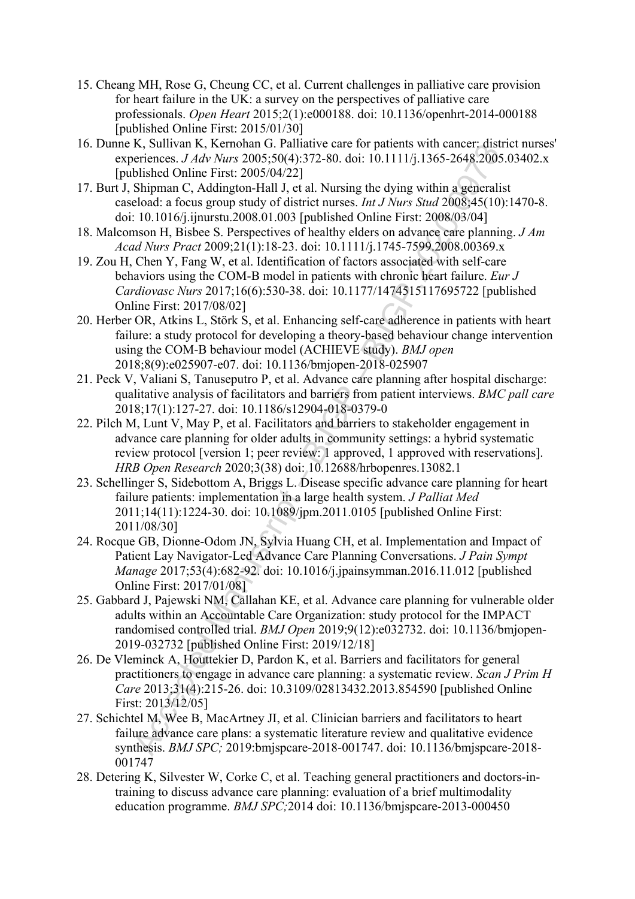15. Cheang MH, Rose G, Cheung CC, et al. Current challenges in palliative care provision for heart failure in the UK: a survey on the perspectives of palliative care professionals. *Open Heart* 2015;2(1):e000188. doi: 10.1136/openhrt-2014-000188 [published Online First: 2015/01/30]
16. Dunne K, Sullivan K, Kernohan G. Palliative care for patients with cancer: district nurses' experiences. *J Adv Nurs* 2005;50(4):372-80. doi: 10.1111/j.1365-2648.2005.03402.x [published Online First: 2005/04/22]
17. Burt J, Shipman C, Addington-Hall J, et al. Nursing the dying within a generalist caseload: a focus group study of district nurses. *Int J Nurs Stud* 2008;45(10):1470-8. doi: 10.1016/j.ijnurstu.2008.01.003 [published Online First: 2008/03/04]
18. Malcomson H, Bisbee S. Perspectives of healthy elders on advance care planning. *J Am Acad Nurs Pract* 2009;21(1):18-23. doi: 10.1111/j.1745-7599.2008.00369.x
19. Zou H, Chen Y, Fang W, et al. Identification of factors associated with self-care behaviors using the COM-B model in patients with chronic heart failure. *Eur J Cardiovasc Nurs* 2017;16(6):530-38. doi: 10.1177/1474515117695722 [published Online First: 2017/08/02]
20. Herber OR, Atkins L, Störk S, et al. Enhancing self-care adherence in patients with heart failure: a study protocol for developing a theory-based behaviour change intervention using the COM-B behaviour model (ACHIEVE study). *BMJ open* 2018;8(9):e025907-e07. doi: 10.1136/bmjopen-2018-025907
21. Peck V, Valiani S, Tanuseputro P, et al. Advance care planning after hospital discharge: qualitative analysis of facilitators and barriers from patient interviews. *BMC pall care* 2018;17(1):127-27. doi: 10.1186/s12904-018-0379-0
22. Pilch M, Lunt V, May P, et al. Facilitators and barriers to stakeholder engagement in advance care planning for older adults in community settings: a hybrid systematic review protocol [version 1; peer review: 1 approved, 1 approved with reservations]. *HRB Open Research* 2020;3(38) doi: 10.12688/hrbopenres.13082.1
23. Schellinger S, Sidebottom A, Briggs L. Disease specific advance care planning for heart failure patients: implementation in a large health system. *J Palliat Med* 2011;14(11):1224-30. doi: 10.1089/jpm.2011.0105 [published Online First: 2011/08/30]
24. Rocque GB, Dionne-Odom JN, Sylvia Huang CH, et al. Implementation and Impact of Patient Lay Navigator-Led Advance Care Planning Conversations. *J Pain Sympt Manage* 2017;53(4):682-92. doi: 10.1016/j.jpainsymman.2016.11.012 [published Online First: 2017/01/08]
25. Gabbard J, Pajewski NM, Callahan KE, et al. Advance care planning for vulnerable older adults within an Accountable Care Organization: study protocol for the IMPACT randomised controlled trial. *BMJ Open* 2019;9(12):e032732. doi: 10.1136/bmjopen-2019-032732 [published Online First: 2019/12/18]
26. De Vleminck A, Houttekier D, Pardon K, et al. Barriers and facilitators for general practitioners to engage in advance care planning: a systematic review. *Scan J Prim H Care* 2013;31(4):215-26. doi: 10.3109/02813432.2013.854590 [published Online First: 2013/12/05]
27. Schichtel M, Wee B, MacArtney JI, et al. Clinician barriers and facilitators to heart failure advance care plans: a systematic literature review and qualitative evidence synthesis. *BMJ SPC;* 2019:bmjspcare-2018-001747. doi: 10.1136/bmjspcare-2018-001747
28. Detering K, Silvester W, Corke C, et al. Teaching general practitioners and doctors-in-training to discuss advance care planning: evaluation of a brief multimodality education programme. *BMJ SPC;*2014 doi: 10.1136/bmjspcare-2013-000450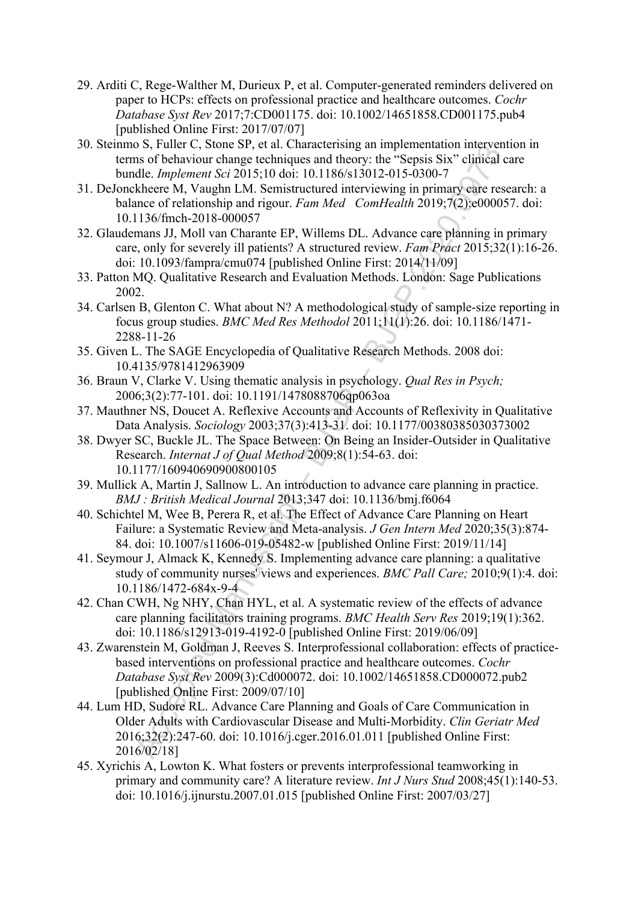29. Arditi C, Rege-Walther M, Durieux P, et al. Computer-generated reminders delivered on paper to HCPs: effects on professional practice and healthcare outcomes. *Cochr Database Syst Rev* 2017;7:CD001175. doi: 10.1002/14651858.CD001175.pub4 [published Online First: 2017/07/07]
30. Steinmo S, Fuller C, Stone SP, et al. Characterising an implementation intervention in terms of behaviour change techniques and theory: the "Sepsis Six" clinical care bundle. *Implement Sci* 2015;10 doi: 10.1186/s13012-015-0300-7
31. DeJonckheere M, Vaughn LM. Semistructured interviewing in primary care research: a balance of relationship and rigour. *Fam Med ComHealth* 2019;7(2):e000057. doi: 10.1136/fmch-2018-000057
32. Glaudemans JJ, Moll van Charante EP, Willems DL. Advance care planning in primary care, only for severely ill patients? A structured review. *Fam Pract* 2015;32(1):16-26. doi: 10.1093/fampra/cmu074 [published Online First: 2014/11/09]
33. Patton MQ. Qualitative Research and Evaluation Methods. London: Sage Publications 2002.
34. Carlsen B, Glenton C. What about N? A methodological study of sample-size reporting in focus group studies. *BMC Med Res Methodol* 2011;11(1):26. doi: 10.1186/1471-2288-11-26
35. Given L. The SAGE Encyclopedia of Qualitative Research Methods. 2008 doi: 10.4135/9781412963909
36. Braun V, Clarke V. Using thematic analysis in psychology. *Qual Res in Psych;* 2006;3(2):77-101. doi: 10.1191/1478088706qp063oa
37. Mauthner NS, Doucet A. Reflexive Accounts and Accounts of Reflexivity in Qualitative Data Analysis. *Sociology* 2003;37(3):413-31. doi: 10.1177/00380385030373002
38. Dwyer SC, Buckle JL. The Space Between: On Being an Insider-Outsider in Qualitative Research. *Internat J of Qual Method* 2009;8(1):54-63. doi: 10.1177/160940690900800105
39. Mullick A, Martin J, Sallnow L. An introduction to advance care planning in practice. *BMJ : British Medical Journal* 2013;347 doi: 10.1136/bmj.f6064
40. Schichtel M, Wee B, Perera R, et al. The Effect of Advance Care Planning on Heart Failure: a Systematic Review and Meta-analysis. *J Gen Intern Med* 2020;35(3):874-84. doi: 10.1007/s11606-019-05482-w [published Online First: 2019/11/14]
41. Seymour J, Almack K, Kennedy S. Implementing advance care planning: a qualitative study of community nurses' views and experiences. *BMC Pall Care;* 2010;9(1):4. doi: 10.1186/1472-684x-9-4
42. Chan CWH, Ng NHY, Chan HYL, et al. A systematic review of the effects of advance care planning facilitators training programs. *BMC Health Serv Res* 2019;19(1):362. doi: 10.1186/s12913-019-4192-0 [published Online First: 2019/06/09]
43. Zwarenstein M, Goldman J, Reeves S. Interprofessional collaboration: effects of practice-based interventions on professional practice and healthcare outcomes. *Cochr Database Syst Rev* 2009(3):Cd000072. doi: 10.1002/14651858.CD000072.pub2 [published Online First: 2009/07/10]
44. Lum HD, Sudore RL. Advance Care Planning and Goals of Care Communication in Older Adults with Cardiovascular Disease and Multi-Morbidity. *Clin Geriatr Med* 2016;32(2):247-60. doi: 10.1016/j.cger.2016.01.011 [published Online First: 2016/02/18]
45. Xyrichis A, Lowton K. What fosters or prevents interprofessional teamworking in primary and community care? A literature review. *Int J Nurs Stud* 2008;45(1):140-53. doi: 10.1016/j.ijnurstu.2007.01.015 [published Online First: 2007/03/27]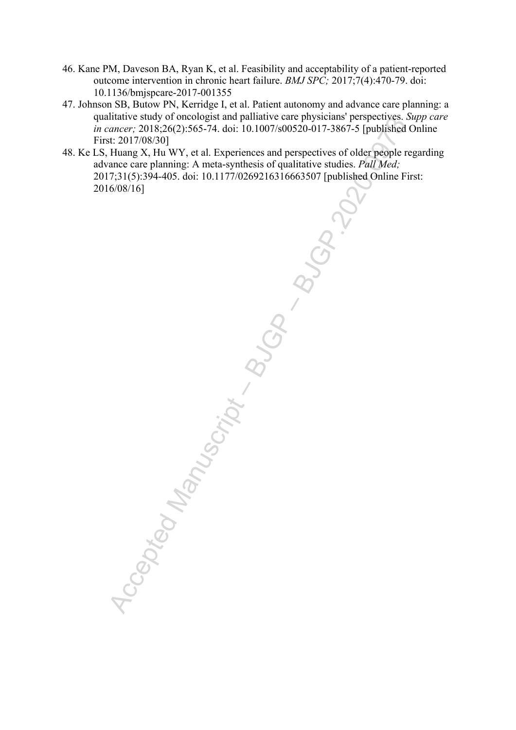46. Kane PM, Daveson BA, Ryan K, et al. Feasibility and acceptability of a patient-reported outcome intervention in chronic heart failure. *BMJ SPC;* 2017;7(4):470-79. doi: 10.1136/bmjspcare-2017-001355
47. Johnson SB, Butow PN, Kerridge I, et al. Patient autonomy and advance care planning: a qualitative study of oncologist and palliative care physicians' perspectives. *Supp care in cancer;* 2018;26(2):565-74. doi: 10.1007/s00520-017-3867-5 [published Online First: 2017/08/30]
48. Ke LS, Huang X, Hu WY, et al. Experiences and perspectives of older people regarding advance care planning: A meta-synthesis of qualitative studies. *Pall Med;* 2017;31(5):394-405. doi: 10.1177/0269216316663507 [published Online First: 2016/08/16]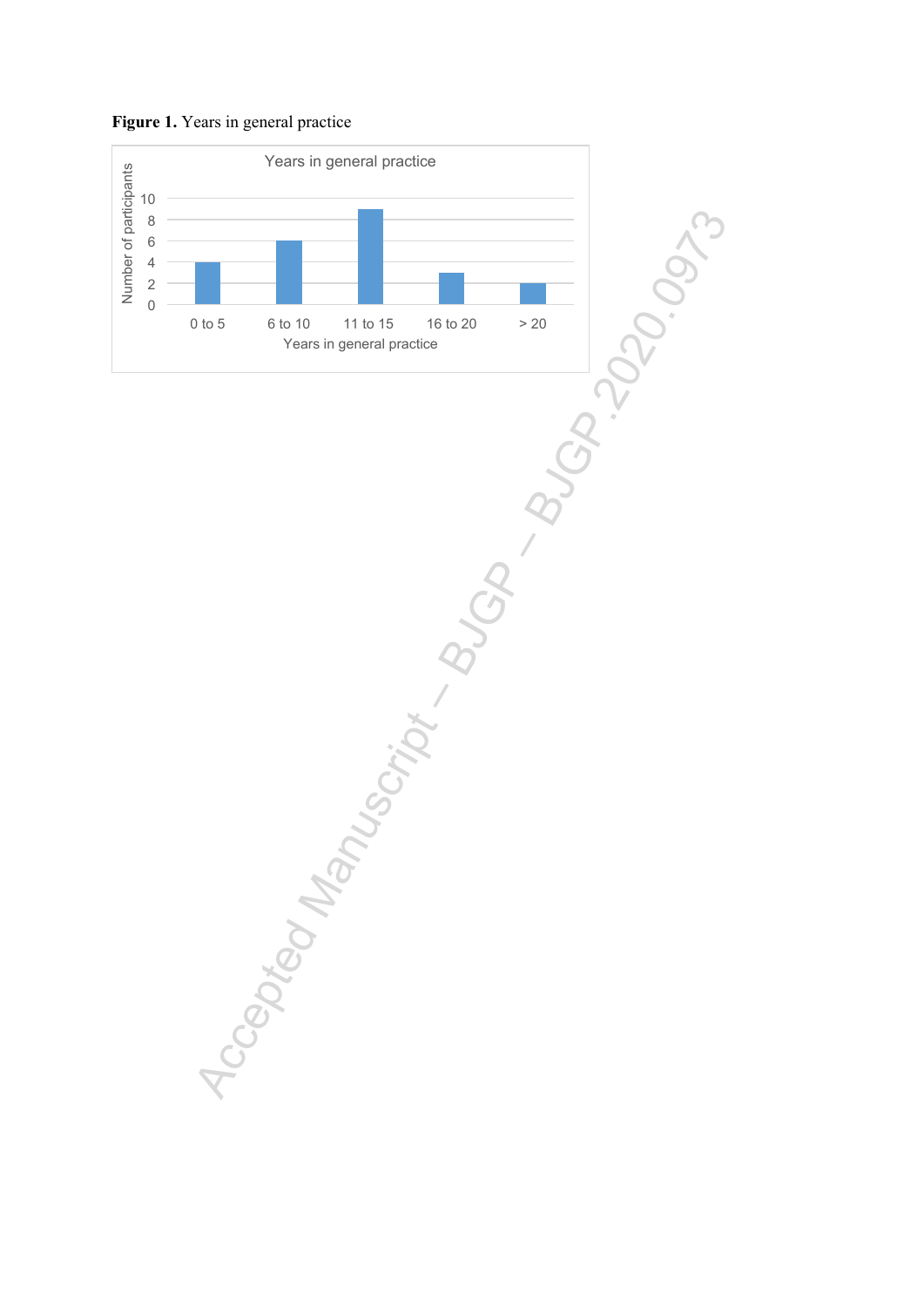**Figure 1.** Years in general practice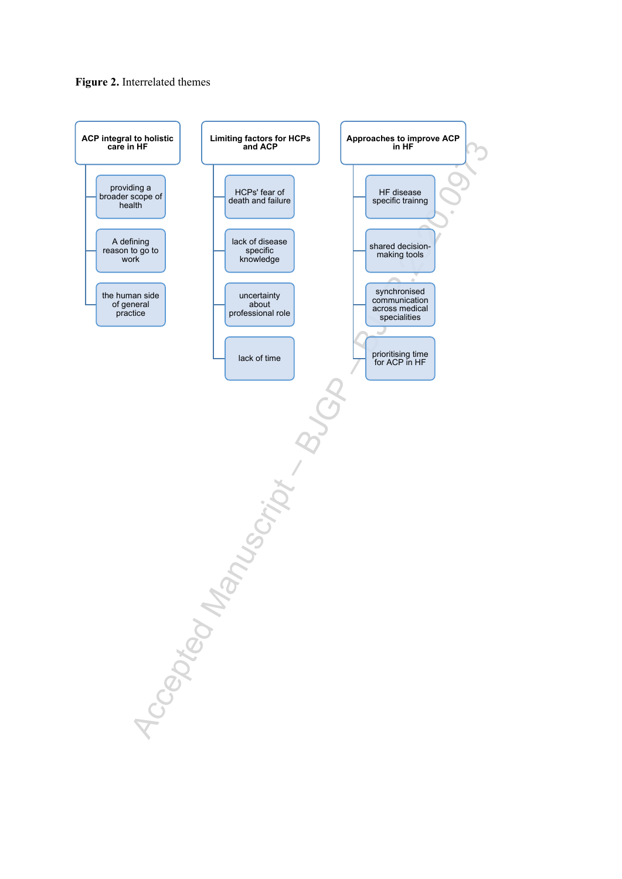**Figure 2.** Interrelated themes

- **ACP integral to holistic care in HF**
  - providing a broader scope of health
  - A defining reason to go to work
  - the human side of general practice
- **Limiting factors for HCPs and ACP**
  - HCPs' fear of death and failure
  - lack of disease specific knowledge
  - uncertainty about professional role
  - lack of time
- **Approaches to improve ACP in HF**
  - HF disease specific trainng
  - shared decision-making tools
  - synchronised communication across medical specialities
  - prioritising time for ACP in HF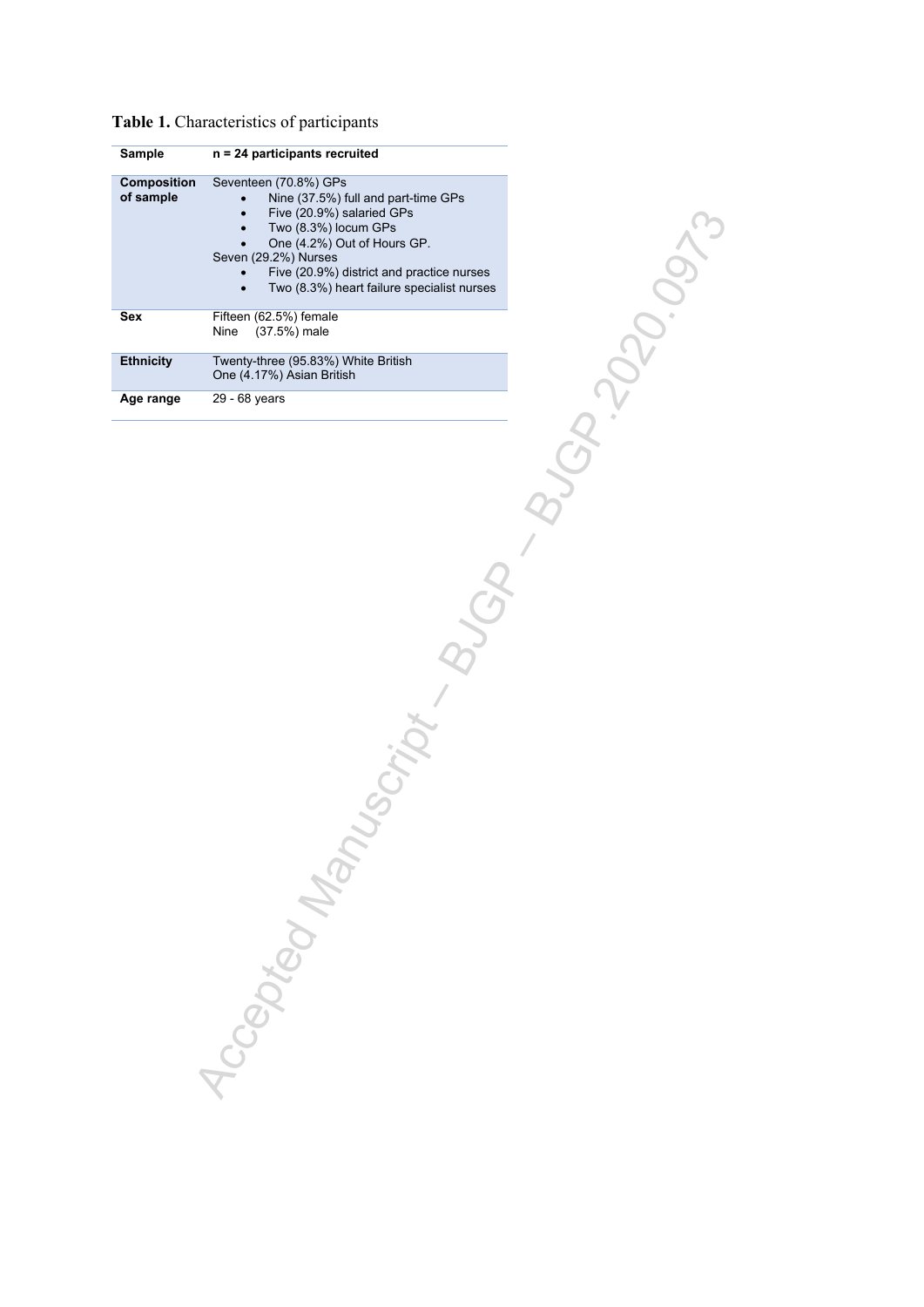**Table 1.** Characteristics of participants

| Sample | n = 24 participants recruited |
|---|---|
| **Composition of sample** | Seventeen (70.8%) GPs<br>• Nine (37.5%) full and part-time GPs<br>• Five (20.9%) salaried GPs<br>• Two (8.3%) locum GPs<br>• One (4.2%) Out of Hours GP.<br>Seven (29.2%) Nurses<br>• Five (20.9%) district and practice nurses<br>• Two (8.3%) heart failure specialist nurses |
| **Sex** | Fifteen (62.5%) female<br>Nine (37.5%) male |
| **Ethnicity** | Twenty-three (95.83%) White British<br>One (4.17%) Asian British |
| **Age range** | 29 - 68 years |